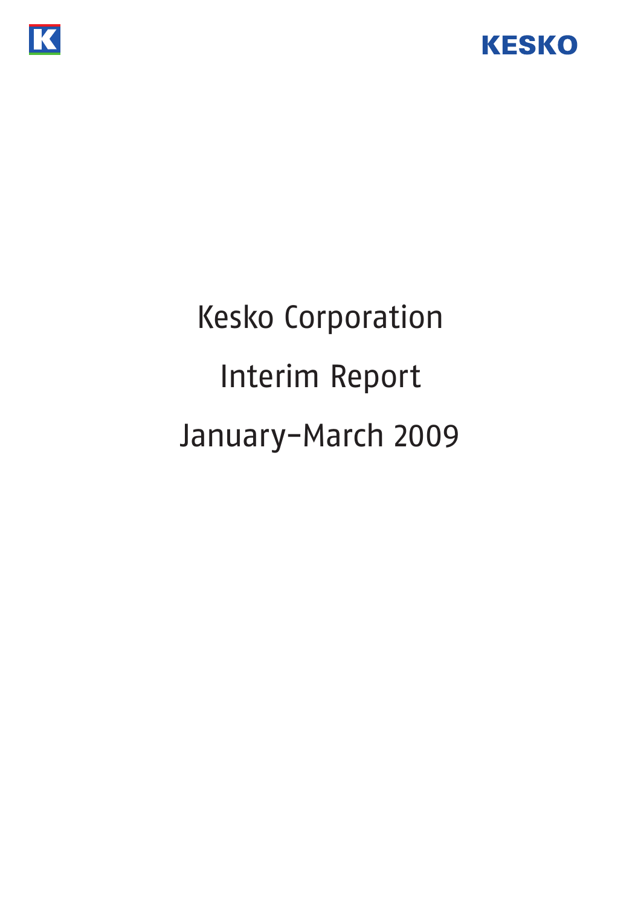KESKO

# Kesko Corporation

# Interim Report

# January–March 2009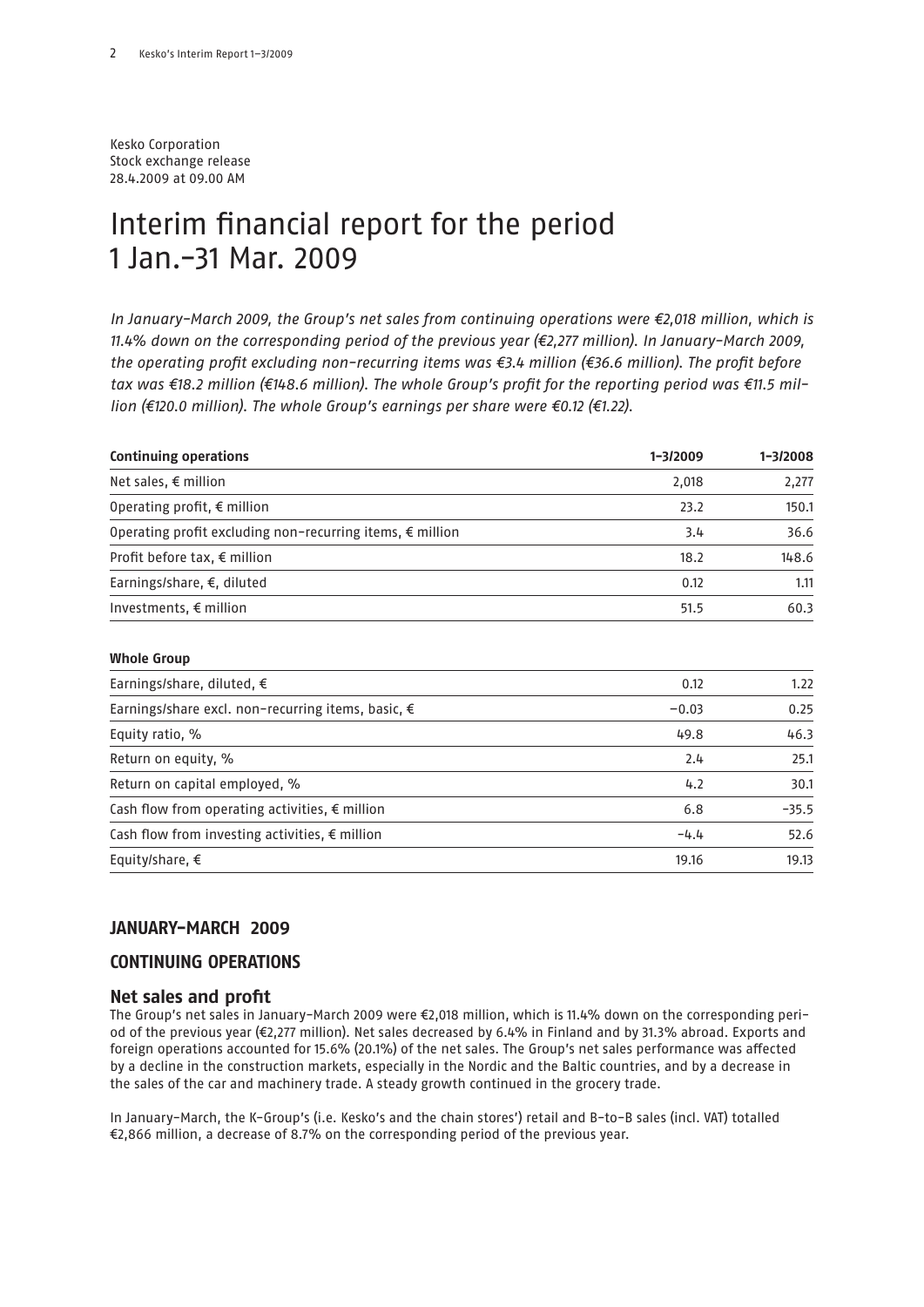Kesko Corporation
Stock exchange release
28.4.2009 at 09.00 AM

# Interim financial report for the period 1 Jan.–31 Mar. 2009

*In January–March 2009, the Group's net sales from continuing operations were €2,018 million, which is 11.4% down on the corresponding period of the previous year (€2,277 million). In January–March 2009, the operating profit excluding non-recurring items was €3.4 million (€36.6 million). The profit before tax was €18.2 million (€148.6 million). The whole Group's profit for the reporting period was €11.5 million (€120.0 million). The whole Group's earnings per share were €0.12 (€1.22).*

| **Continuing operations** | **1–3/2009** | **1–3/2008** |
|---|---|---|
| Net sales, € million | 2,018 | 2,277 |
| Operating profit, € million | 23.2 | 150.1 |
| Operating profit excluding non-recurring items, € million | 3.4 | 36.6 |
| Profit before tax, € million | 18.2 | 148.6 |
| Earnings/share, €, diluted | 0.12 | 1.11 |
| Investments, € million | 51.5 | 60.3 |

| **Whole Group** | | |
|---|---|---|
| Earnings/share, diluted, € | 0.12 | 1.22 |
| Earnings/share excl. non-recurring items, basic, € | −0.03 | 0.25 |
| Equity ratio, % | 49.8 | 46.3 |
| Return on equity, % | 2.4 | 25.1 |
| Return on capital employed, % | 4.2 | 30.1 |
| Cash flow from operating activities, € million | 6.8 | −35.5 |
| Cash flow from investing activities, € million | −4.4 | 52.6 |
| Equity/share, € | 19.16 | 19.13 |

## JANUARY–MARCH 2009

## CONTINUING OPERATIONS

### Net sales and profit

The Group's net sales in January–March 2009 were €2,018 million, which is 11.4% down on the corresponding period of the previous year (€2,277 million). Net sales decreased by 6.4% in Finland and by 31.3% abroad. Exports and foreign operations accounted for 15.6% (20.1%) of the net sales. The Group's net sales performance was affected by a decline in the construction markets, especially in the Nordic and the Baltic countries, and by a decrease in the sales of the car and machinery trade. A steady growth continued in the grocery trade.

In January–March, the K-Group's (i.e. Kesko's and the chain stores') retail and B-to-B sales (incl. VAT) totalled €2,866 million, a decrease of 8.7% on the corresponding period of the previous year.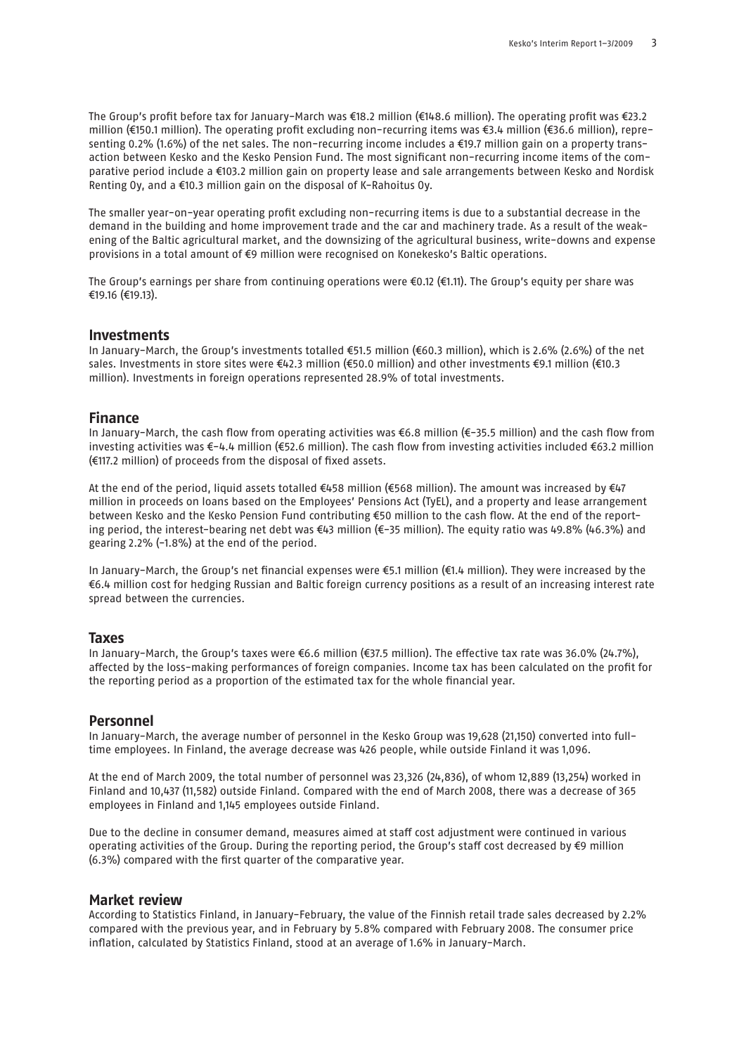The Group's profit before tax for January–March was €18.2 million (€148.6 million). The operating profit was €23.2 million (€150.1 million). The operating profit excluding non-recurring items was €3.4 million (€36.6 million), representing 0.2% (1.6%) of the net sales. The non-recurring income includes a €19.7 million gain on a property transaction between Kesko and the Kesko Pension Fund. The most significant non-recurring income items of the comparative period include a €103.2 million gain on property lease and sale arrangements between Kesko and Nordisk Renting Oy, and a €10.3 million gain on the disposal of K-Rahoitus Oy.

The smaller year-on-year operating profit excluding non-recurring items is due to a substantial decrease in the demand in the building and home improvement trade and the car and machinery trade. As a result of the weakening of the Baltic agricultural market, and the downsizing of the agricultural business, write-downs and expense provisions in a total amount of €9 million were recognised on Konekesko's Baltic operations.

The Group's earnings per share from continuing operations were €0.12 (€1.11). The Group's equity per share was €19.16 (€19.13).

## Investments

In January–March, the Group's investments totalled €51.5 million (€60.3 million), which is 2.6% (2.6%) of the net sales. Investments in store sites were €42.3 million (€50.0 million) and other investments €9.1 million (€10.3 million). Investments in foreign operations represented 28.9% of total investments.

## Finance

In January–March, the cash flow from operating activities was €6.8 million (€-35.5 million) and the cash flow from investing activities was €-4.4 million (€52.6 million). The cash flow from investing activities included €63.2 million (€117.2 million) of proceeds from the disposal of fixed assets.

At the end of the period, liquid assets totalled €458 million (€568 million). The amount was increased by €47 million in proceeds on loans based on the Employees' Pensions Act (TyEL), and a property and lease arrangement between Kesko and the Kesko Pension Fund contributing €50 million to the cash flow. At the end of the reporting period, the interest-bearing net debt was €43 million (€-35 million). The equity ratio was 49.8% (46.3%) and gearing 2.2% (-1.8%) at the end of the period.

In January–March, the Group's net financial expenses were €5.1 million (€1.4 million). They were increased by the €6.4 million cost for hedging Russian and Baltic foreign currency positions as a result of an increasing interest rate spread between the currencies.

## Taxes

In January–March, the Group's taxes were €6.6 million (€37.5 million). The effective tax rate was 36.0% (24.7%), affected by the loss-making performances of foreign companies. Income tax has been calculated on the profit for the reporting period as a proportion of the estimated tax for the whole financial year.

## Personnel

In January–March, the average number of personnel in the Kesko Group was 19,628 (21,150) converted into full-time employees. In Finland, the average decrease was 426 people, while outside Finland it was 1,096.

At the end of March 2009, the total number of personnel was 23,326 (24,836), of whom 12,889 (13,254) worked in Finland and 10,437 (11,582) outside Finland. Compared with the end of March 2008, there was a decrease of 365 employees in Finland and 1,145 employees outside Finland.

Due to the decline in consumer demand, measures aimed at staff cost adjustment were continued in various operating activities of the Group. During the reporting period, the Group's staff cost decreased by €9 million (6.3%) compared with the first quarter of the comparative year.

## Market review

According to Statistics Finland, in January–February, the value of the Finnish retail trade sales decreased by 2.2% compared with the previous year, and in February by 5.8% compared with February 2008. The consumer price inflation, calculated by Statistics Finland, stood at an average of 1.6% in January–March.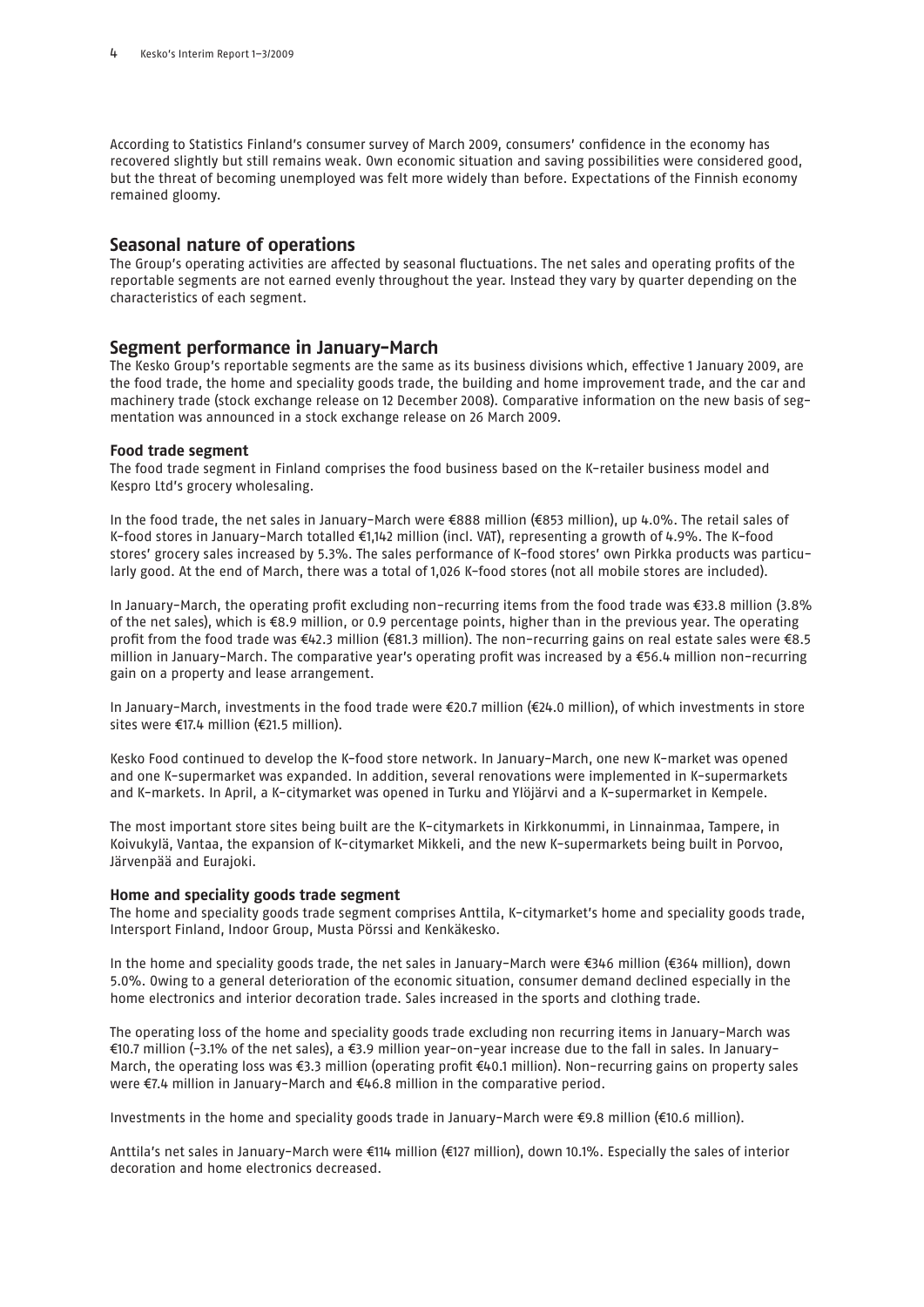According to Statistics Finland's consumer survey of March 2009, consumers' confidence in the economy has recovered slightly but still remains weak. Own economic situation and saving possibilities were considered good, but the threat of becoming unemployed was felt more widely than before. Expectations of the Finnish economy remained gloomy.

## Seasonal nature of operations

The Group's operating activities are affected by seasonal fluctuations. The net sales and operating profits of the reportable segments are not earned evenly throughout the year. Instead they vary by quarter depending on the characteristics of each segment.

## Segment performance in January–March

The Kesko Group's reportable segments are the same as its business divisions which, effective 1 January 2009, are the food trade, the home and speciality goods trade, the building and home improvement trade, and the car and machinery trade (stock exchange release on 12 December 2008). Comparative information on the new basis of segmentation was announced in a stock exchange release on 26 March 2009.

### Food trade segment

The food trade segment in Finland comprises the food business based on the K-retailer business model and Kespro Ltd's grocery wholesaling.

In the food trade, the net sales in January–March were €888 million (€853 million), up 4.0%. The retail sales of K-food stores in January–March totalled €1,142 million (incl. VAT), representing a growth of 4.9%. The K-food stores' grocery sales increased by 5.3%. The sales performance of K-food stores' own Pirkka products was particularly good. At the end of March, there was a total of 1,026 K-food stores (not all mobile stores are included).

In January–March, the operating profit excluding non-recurring items from the food trade was €33.8 million (3.8% of the net sales), which is €8.9 million, or 0.9 percentage points, higher than in the previous year. The operating profit from the food trade was €42.3 million (€81.3 million). The non-recurring gains on real estate sales were €8.5 million in January–March. The comparative year's operating profit was increased by a €56.4 million non-recurring gain on a property and lease arrangement.

In January–March, investments in the food trade were €20.7 million (€24.0 million), of which investments in store sites were €17.4 million (€21.5 million).

Kesko Food continued to develop the K-food store network. In January–March, one new K-market was opened and one K-supermarket was expanded. In addition, several renovations were implemented in K-supermarkets and K-markets. In April, a K-citymarket was opened in Turku and Ylöjärvi and a K-supermarket in Kempele.

The most important store sites being built are the K-citymarkets in Kirkkonummi, in Linnainmaa, Tampere, in Koivukylä, Vantaa, the expansion of K-citymarket Mikkeli, and the new K-supermarkets being built in Porvoo, Järvenpää and Eurajoki.

### Home and speciality goods trade segment

The home and speciality goods trade segment comprises Anttila, K-citymarket's home and speciality goods trade, Intersport Finland, Indoor Group, Musta Pörssi and Kenkäkesko.

In the home and speciality goods trade, the net sales in January–March were €346 million (€364 million), down 5.0%. Owing to a general deterioration of the economic situation, consumer demand declined especially in the home electronics and interior decoration trade. Sales increased in the sports and clothing trade.

The operating loss of the home and speciality goods trade excluding non recurring items in January–March was €10.7 million (-3.1% of the net sales), a €3.9 million year-on-year increase due to the fall in sales. In January–March, the operating loss was €3.3 million (operating profit €40.1 million). Non-recurring gains on property sales were €7.4 million in January–March and €46.8 million in the comparative period.

Investments in the home and speciality goods trade in January–March were €9.8 million (€10.6 million).

Anttila's net sales in January–March were €114 million (€127 million), down 10.1%. Especially the sales of interior decoration and home electronics decreased.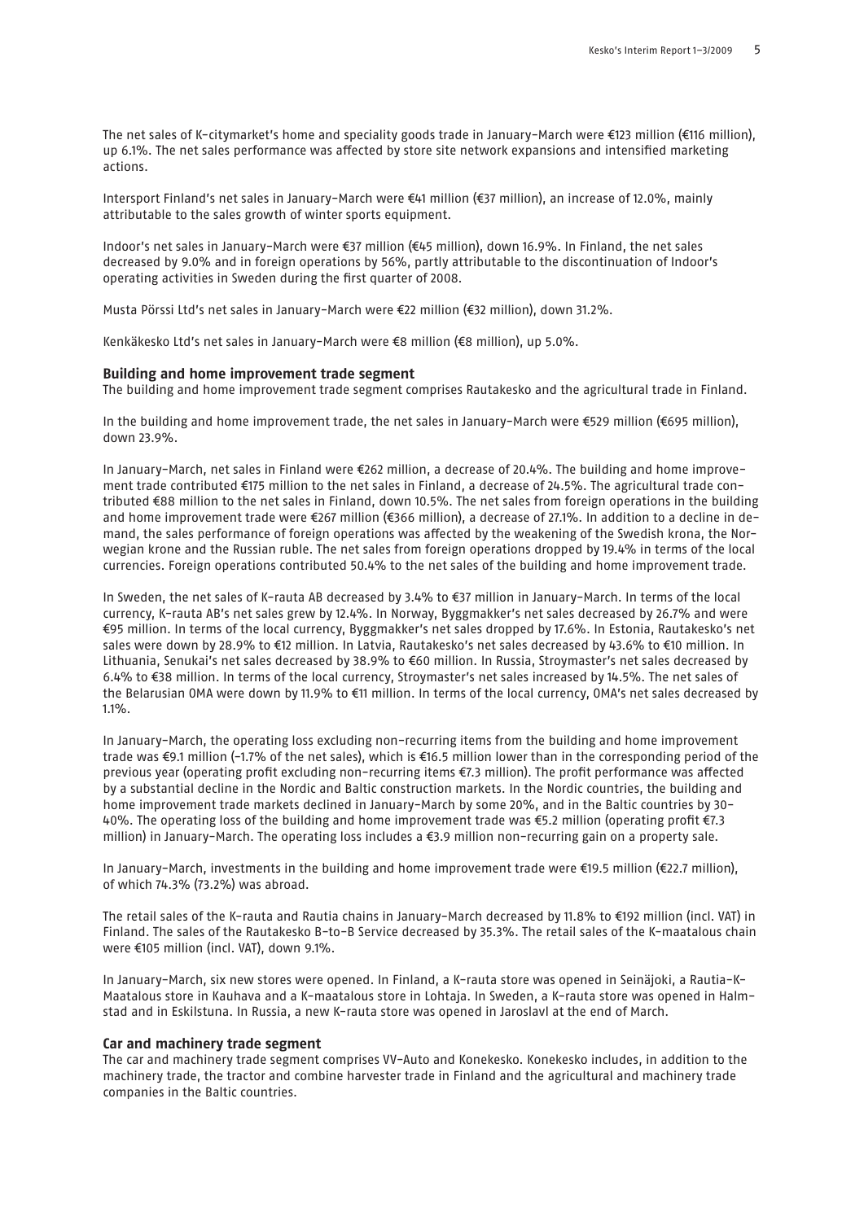The net sales of K-citymarket's home and speciality goods trade in January–March were €123 million (€116 million), up 6.1%. The net sales performance was affected by store site network expansions and intensified marketing actions.

Intersport Finland's net sales in January–March were €41 million (€37 million), an increase of 12.0%, mainly attributable to the sales growth of winter sports equipment.

Indoor's net sales in January–March were €37 million (€45 million), down 16.9%. In Finland, the net sales decreased by 9.0% and in foreign operations by 56%, partly attributable to the discontinuation of Indoor's operating activities in Sweden during the first quarter of 2008.

Musta Pörssi Ltd's net sales in January–March were €22 million (€32 million), down 31.2%.

Kenkäkesko Ltd's net sales in January–March were €8 million (€8 million), up 5.0%.

**Building and home improvement trade segment**

The building and home improvement trade segment comprises Rautakesko and the agricultural trade in Finland.

In the building and home improvement trade, the net sales in January–March were €529 million (€695 million), down 23.9%.

In January–March, net sales in Finland were €262 million, a decrease of 20.4%. The building and home improvement trade contributed €175 million to the net sales in Finland, a decrease of 24.5%. The agricultural trade contributed €88 million to the net sales in Finland, down 10.5%. The net sales from foreign operations in the building and home improvement trade were €267 million (€366 million), a decrease of 27.1%. In addition to a decline in demand, the sales performance of foreign operations was affected by the weakening of the Swedish krona, the Norwegian krone and the Russian ruble. The net sales from foreign operations dropped by 19.4% in terms of the local currencies. Foreign operations contributed 50.4% to the net sales of the building and home improvement trade.

In Sweden, the net sales of K-rauta AB decreased by 3.4% to €37 million in January–March. In terms of the local currency, K-rauta AB's net sales grew by 12.4%. In Norway, Byggmakker's net sales decreased by 26.7% and were €95 million. In terms of the local currency, Byggmakker's net sales dropped by 17.6%. In Estonia, Rautakesko's net sales were down by 28.9% to €12 million. In Latvia, Rautakesko's net sales decreased by 43.6% to €10 million. In Lithuania, Senukai's net sales decreased by 38.9% to €60 million. In Russia, Stroymaster's net sales decreased by 6.4% to €38 million. In terms of the local currency, Stroymaster's net sales increased by 14.5%. The net sales of the Belarusian OMA were down by 11.9% to €11 million. In terms of the local currency, OMA's net sales decreased by 1.1%.

In January–March, the operating loss excluding non-recurring items from the building and home improvement trade was €9.1 million (-1.7% of the net sales), which is €16.5 million lower than in the corresponding period of the previous year (operating profit excluding non-recurring items €7.3 million). The profit performance was affected by a substantial decline in the Nordic and Baltic construction markets. In the Nordic countries, the building and home improvement trade markets declined in January–March by some 20%, and in the Baltic countries by 30-40%. The operating loss of the building and home improvement trade was €5.2 million (operating profit €7.3 million) in January–March. The operating loss includes a €3.9 million non-recurring gain on a property sale.

In January–March, investments in the building and home improvement trade were €19.5 million (€22.7 million), of which 74.3% (73.2%) was abroad.

The retail sales of the K-rauta and Rautia chains in January–March decreased by 11.8% to €192 million (incl. VAT) in Finland. The sales of the Rautakesko B-to-B Service decreased by 35.3%. The retail sales of the K-maatalous chain were €105 million (incl. VAT), down 9.1%.

In January–March, six new stores were opened. In Finland, a K-rauta store was opened in Seinäjoki, a Rautia-K-Maatalous store in Kauhava and a K-maatalous store in Lohtaja. In Sweden, a K-rauta store was opened in Halmstad and in Eskilstuna. In Russia, a new K-rauta store was opened in Jaroslavl at the end of March.

**Car and machinery trade segment**

The car and machinery trade segment comprises VV-Auto and Konekesko. Konekesko includes, in addition to the machinery trade, the tractor and combine harvester trade in Finland and the agricultural and machinery trade companies in the Baltic countries.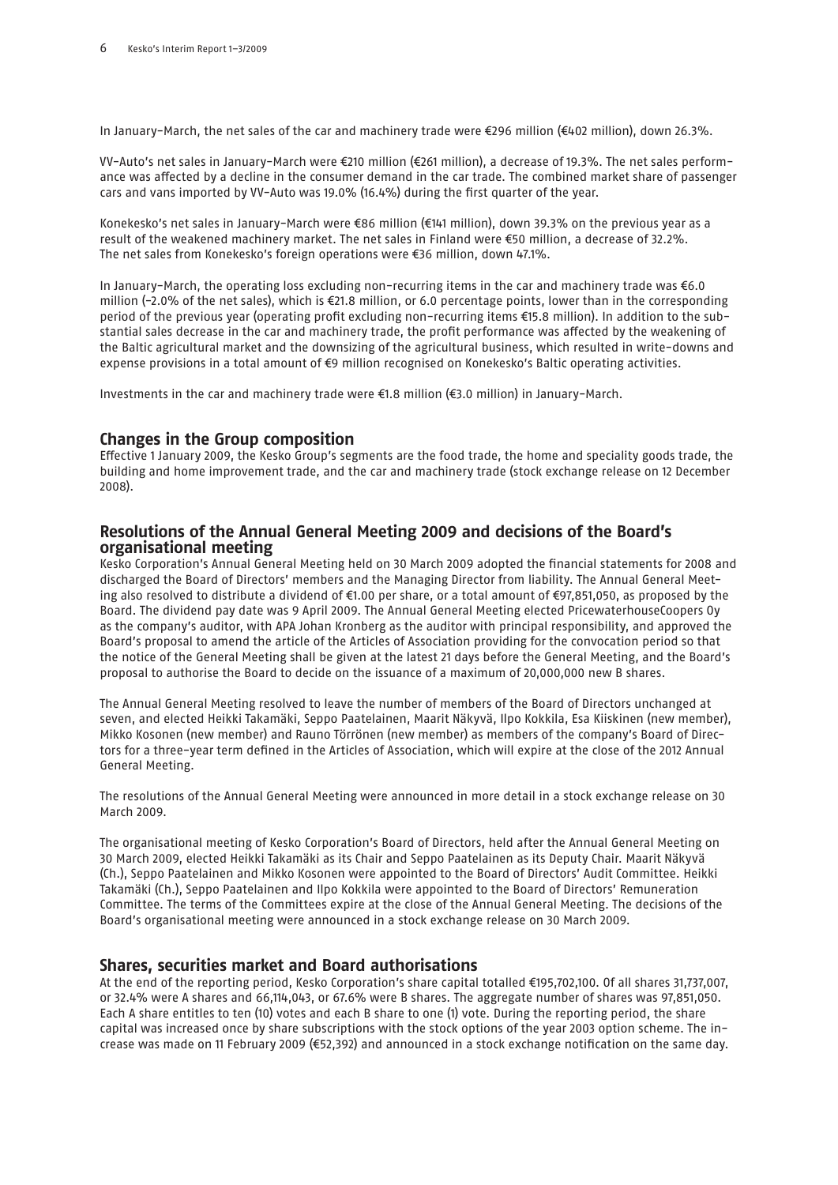In January–March, the net sales of the car and machinery trade were €296 million (€402 million), down 26.3%.

VV-Auto's net sales in January–March were €210 million (€261 million), a decrease of 19.3%. The net sales performance was affected by a decline in the consumer demand in the car trade. The combined market share of passenger cars and vans imported by VV-Auto was 19.0% (16.4%) during the first quarter of the year.

Konekesko's net sales in January–March were €86 million (€141 million), down 39.3% on the previous year as a result of the weakened machinery market. The net sales in Finland were €50 million, a decrease of 32.2%. The net sales from Konekesko's foreign operations were €36 million, down 47.1%.

In January–March, the operating loss excluding non-recurring items in the car and machinery trade was €6.0 million (-2.0% of the net sales), which is €21.8 million, or 6.0 percentage points, lower than in the corresponding period of the previous year (operating profit excluding non-recurring items €15.8 million). In addition to the substantial sales decrease in the car and machinery trade, the profit performance was affected by the weakening of the Baltic agricultural market and the downsizing of the agricultural business, which resulted in write-downs and expense provisions in a total amount of €9 million recognised on Konekesko's Baltic operating activities.

Investments in the car and machinery trade were €1.8 million (€3.0 million) in January–March.

## Changes in the Group composition

Effective 1 January 2009, the Kesko Group's segments are the food trade, the home and speciality goods trade, the building and home improvement trade, and the car and machinery trade (stock exchange release on 12 December 2008).

## Resolutions of the Annual General Meeting 2009 and decisions of the Board's organisational meeting

Kesko Corporation's Annual General Meeting held on 30 March 2009 adopted the financial statements for 2008 and discharged the Board of Directors' members and the Managing Director from liability. The Annual General Meeting also resolved to distribute a dividend of €1.00 per share, or a total amount of €97,851,050, as proposed by the Board. The dividend pay date was 9 April 2009. The Annual General Meeting elected PricewaterhouseCoopers Oy as the company's auditor, with APA Johan Kronberg as the auditor with principal responsibility, and approved the Board's proposal to amend the article of the Articles of Association providing for the convocation period so that the notice of the General Meeting shall be given at the latest 21 days before the General Meeting, and the Board's proposal to authorise the Board to decide on the issuance of a maximum of 20,000,000 new B shares.

The Annual General Meeting resolved to leave the number of members of the Board of Directors unchanged at seven, and elected Heikki Takamäki, Seppo Paatelainen, Maarit Näkyvä, Ilpo Kokkila, Esa Kiiskinen (new member), Mikko Kosonen (new member) and Rauno Törrönen (new member) as members of the company's Board of Directors for a three-year term defined in the Articles of Association, which will expire at the close of the 2012 Annual General Meeting.

The resolutions of the Annual General Meeting were announced in more detail in a stock exchange release on 30 March 2009.

The organisational meeting of Kesko Corporation's Board of Directors, held after the Annual General Meeting on 30 March 2009, elected Heikki Takamäki as its Chair and Seppo Paatelainen as its Deputy Chair. Maarit Näkyvä (Ch.), Seppo Paatelainen and Mikko Kosonen were appointed to the Board of Directors' Audit Committee. Heikki Takamäki (Ch.), Seppo Paatelainen and Ilpo Kokkila were appointed to the Board of Directors' Remuneration Committee. The terms of the Committees expire at the close of the Annual General Meeting. The decisions of the Board's organisational meeting were announced in a stock exchange release on 30 March 2009.

## Shares, securities market and Board authorisations

At the end of the reporting period, Kesko Corporation's share capital totalled €195,702,100. Of all shares 31,737,007, or 32.4% were A shares and 66,114,043, or 67.6% were B shares. The aggregate number of shares was 97,851,050. Each A share entitles to ten (10) votes and each B share to one (1) vote. During the reporting period, the share capital was increased once by share subscriptions with the stock options of the year 2003 option scheme. The increase was made on 11 February 2009 (€52,392) and announced in a stock exchange notification on the same day.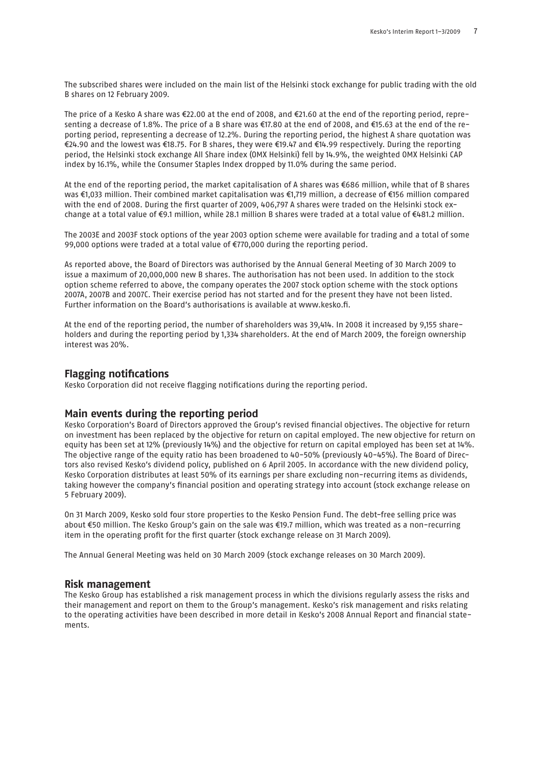The subscribed shares were included on the main list of the Helsinki stock exchange for public trading with the old B shares on 12 February 2009.

The price of a Kesko A share was €22.00 at the end of 2008, and €21.60 at the end of the reporting period, representing a decrease of 1.8%. The price of a B share was €17.80 at the end of 2008, and €15.63 at the end of the reporting period, representing a decrease of 12.2%. During the reporting period, the highest A share quotation was €24.90 and the lowest was €18.75. For B shares, they were €19.47 and €14.99 respectively. During the reporting period, the Helsinki stock exchange All Share index (OMX Helsinki) fell by 14.9%, the weighted OMX Helsinki CAP index by 16.1%, while the Consumer Staples Index dropped by 11.0% during the same period.

At the end of the reporting period, the market capitalisation of A shares was €686 million, while that of B shares was €1,033 million. Their combined market capitalisation was €1,719 million, a decrease of €156 million compared with the end of 2008. During the first quarter of 2009, 406,797 A shares were traded on the Helsinki stock exchange at a total value of €9.1 million, while 28.1 million B shares were traded at a total value of €481.2 million.

The 2003E and 2003F stock options of the year 2003 option scheme were available for trading and a total of some 99,000 options were traded at a total value of €770,000 during the reporting period.

As reported above, the Board of Directors was authorised by the Annual General Meeting of 30 March 2009 to issue a maximum of 20,000,000 new B shares. The authorisation has not been used. In addition to the stock option scheme referred to above, the company operates the 2007 stock option scheme with the stock options 2007A, 2007B and 2007C. Their exercise period has not started and for the present they have not been listed. Further information on the Board's authorisations is available at www.kesko.fi.

At the end of the reporting period, the number of shareholders was 39,414. In 2008 it increased by 9,155 shareholders and during the reporting period by 1,334 shareholders. At the end of March 2009, the foreign ownership interest was 20%.

## Flagging notifications

Kesko Corporation did not receive flagging notifications during the reporting period.

## Main events during the reporting period

Kesko Corporation's Board of Directors approved the Group's revised financial objectives. The objective for return on investment has been replaced by the objective for return on capital employed. The new objective for return on equity has been set at 12% (previously 14%) and the objective for return on capital employed has been set at 14%. The objective range of the equity ratio has been broadened to 40–50% (previously 40–45%). The Board of Directors also revised Kesko's dividend policy, published on 6 April 2005. In accordance with the new dividend policy, Kesko Corporation distributes at least 50% of its earnings per share excluding non-recurring items as dividends, taking however the company's financial position and operating strategy into account (stock exchange release on 5 February 2009).

On 31 March 2009, Kesko sold four store properties to the Kesko Pension Fund. The debt-free selling price was about €50 million. The Kesko Group's gain on the sale was €19.7 million, which was treated as a non-recurring item in the operating profit for the first quarter (stock exchange release on 31 March 2009).

The Annual General Meeting was held on 30 March 2009 (stock exchange releases on 30 March 2009).

## Risk management

The Kesko Group has established a risk management process in which the divisions regularly assess the risks and their management and report on them to the Group's management. Kesko's risk management and risks relating to the operating activities have been described in more detail in Kesko's 2008 Annual Report and financial statements.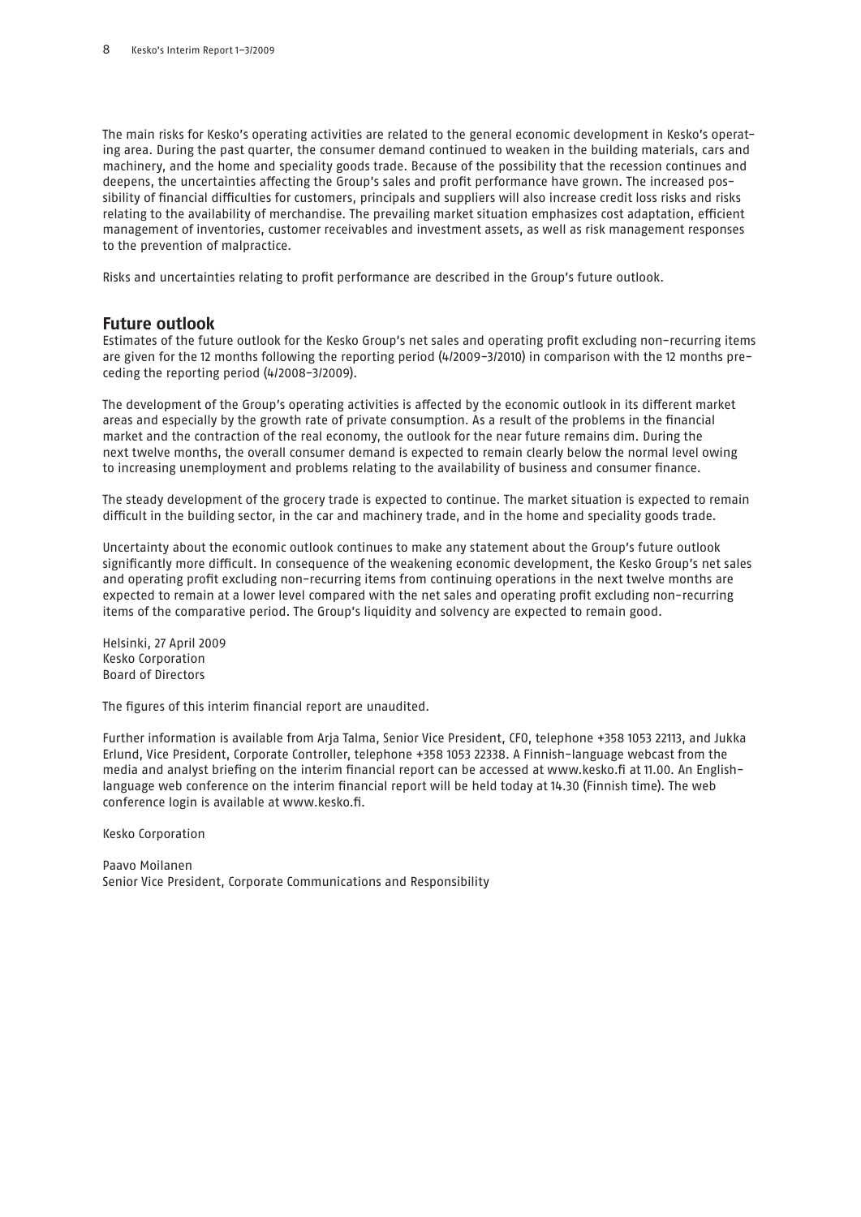The main risks for Kesko's operating activities are related to the general economic development in Kesko's operating area. During the past quarter, the consumer demand continued to weaken in the building materials, cars and machinery, and the home and speciality goods trade. Because of the possibility that the recession continues and deepens, the uncertainties affecting the Group's sales and profit performance have grown. The increased possibility of financial difficulties for customers, principals and suppliers will also increase credit loss risks and risks relating to the availability of merchandise. The prevailing market situation emphasizes cost adaptation, efficient management of inventories, customer receivables and investment assets, as well as risk management responses to the prevention of malpractice.

Risks and uncertainties relating to profit performance are described in the Group's future outlook.

## Future outlook

Estimates of the future outlook for the Kesko Group's net sales and operating profit excluding non-recurring items are given for the 12 months following the reporting period (4/2009-3/2010) in comparison with the 12 months preceding the reporting period (4/2008-3/2009).

The development of the Group's operating activities is affected by the economic outlook in its different market areas and especially by the growth rate of private consumption. As a result of the problems in the financial market and the contraction of the real economy, the outlook for the near future remains dim. During the next twelve months, the overall consumer demand is expected to remain clearly below the normal level owing to increasing unemployment and problems relating to the availability of business and consumer finance.

The steady development of the grocery trade is expected to continue. The market situation is expected to remain difficult in the building sector, in the car and machinery trade, and in the home and speciality goods trade.

Uncertainty about the economic outlook continues to make any statement about the Group's future outlook significantly more difficult. In consequence of the weakening economic development, the Kesko Group's net sales and operating profit excluding non-recurring items from continuing operations in the next twelve months are expected to remain at a lower level compared with the net sales and operating profit excluding non-recurring items of the comparative period. The Group's liquidity and solvency are expected to remain good.

Helsinki, 27 April 2009
Kesko Corporation
Board of Directors

The figures of this interim financial report are unaudited.

Further information is available from Arja Talma, Senior Vice President, CFO, telephone +358 1053 22113, and Jukka Erlund, Vice President, Corporate Controller, telephone +358 1053 22338. A Finnish-language webcast from the media and analyst briefing on the interim financial report can be accessed at www.kesko.fi at 11.00. An English-language web conference on the interim financial report will be held today at 14.30 (Finnish time). The web conference login is available at www.kesko.fi.

Kesko Corporation

Paavo Moilanen
Senior Vice President, Corporate Communications and Responsibility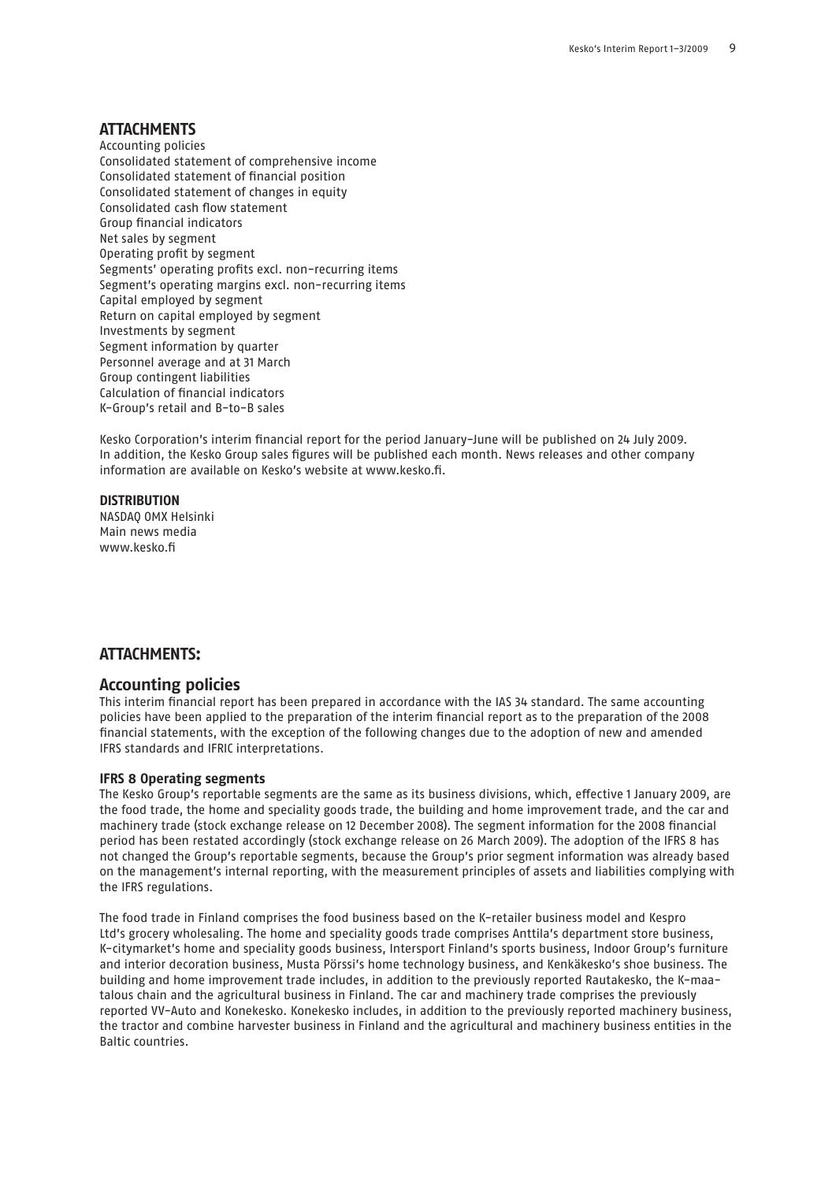## ATTACHMENTS

Accounting policies
Consolidated statement of comprehensive income
Consolidated statement of financial position
Consolidated statement of changes in equity
Consolidated cash flow statement
Group financial indicators
Net sales by segment
Operating profit by segment
Segments' operating profits excl. non-recurring items
Segment's operating margins excl. non-recurring items
Capital employed by segment
Return on capital employed by segment
Investments by segment
Segment information by quarter
Personnel average and at 31 March
Group contingent liabilities
Calculation of financial indicators
K-Group's retail and B-to-B sales

Kesko Corporation's interim financial report for the period January-June will be published on 24 July 2009. In addition, the Kesko Group sales figures will be published each month. News releases and other company information are available on Kesko's website at www.kesko.fi.

**DISTRIBUTION**

NASDAQ OMX Helsinki
Main news media
www.kesko.fi

## ATTACHMENTS:

## Accounting policies

This interim financial report has been prepared in accordance with the IAS 34 standard. The same accounting policies have been applied to the preparation of the interim financial report as to the preparation of the 2008 financial statements, with the exception of the following changes due to the adoption of new and amended IFRS standards and IFRIC interpretations.

### IFRS 8 Operating segments

The Kesko Group's reportable segments are the same as its business divisions, which, effective 1 January 2009, are the food trade, the home and speciality goods trade, the building and home improvement trade, and the car and machinery trade (stock exchange release on 12 December 2008). The segment information for the 2008 financial period has been restated accordingly (stock exchange release on 26 March 2009). The adoption of the IFRS 8 has not changed the Group's reportable segments, because the Group's prior segment information was already based on the management's internal reporting, with the measurement principles of assets and liabilities complying with the IFRS regulations.

The food trade in Finland comprises the food business based on the K-retailer business model and Kespro Ltd's grocery wholesaling. The home and speciality goods trade comprises Anttila's department store business, K-citymarket's home and speciality goods business, Intersport Finland's sports business, Indoor Group's furniture and interior decoration business, Musta Pörssi's home technology business, and Kenkäkesko's shoe business. The building and home improvement trade includes, in addition to the previously reported Rautakesko, the K-maatalous chain and the agricultural business in Finland. The car and machinery trade comprises the previously reported VV-Auto and Konekesko. Konekesko includes, in addition to the previously reported machinery business, the tractor and combine harvester business in Finland and the agricultural and machinery business entities in the Baltic countries.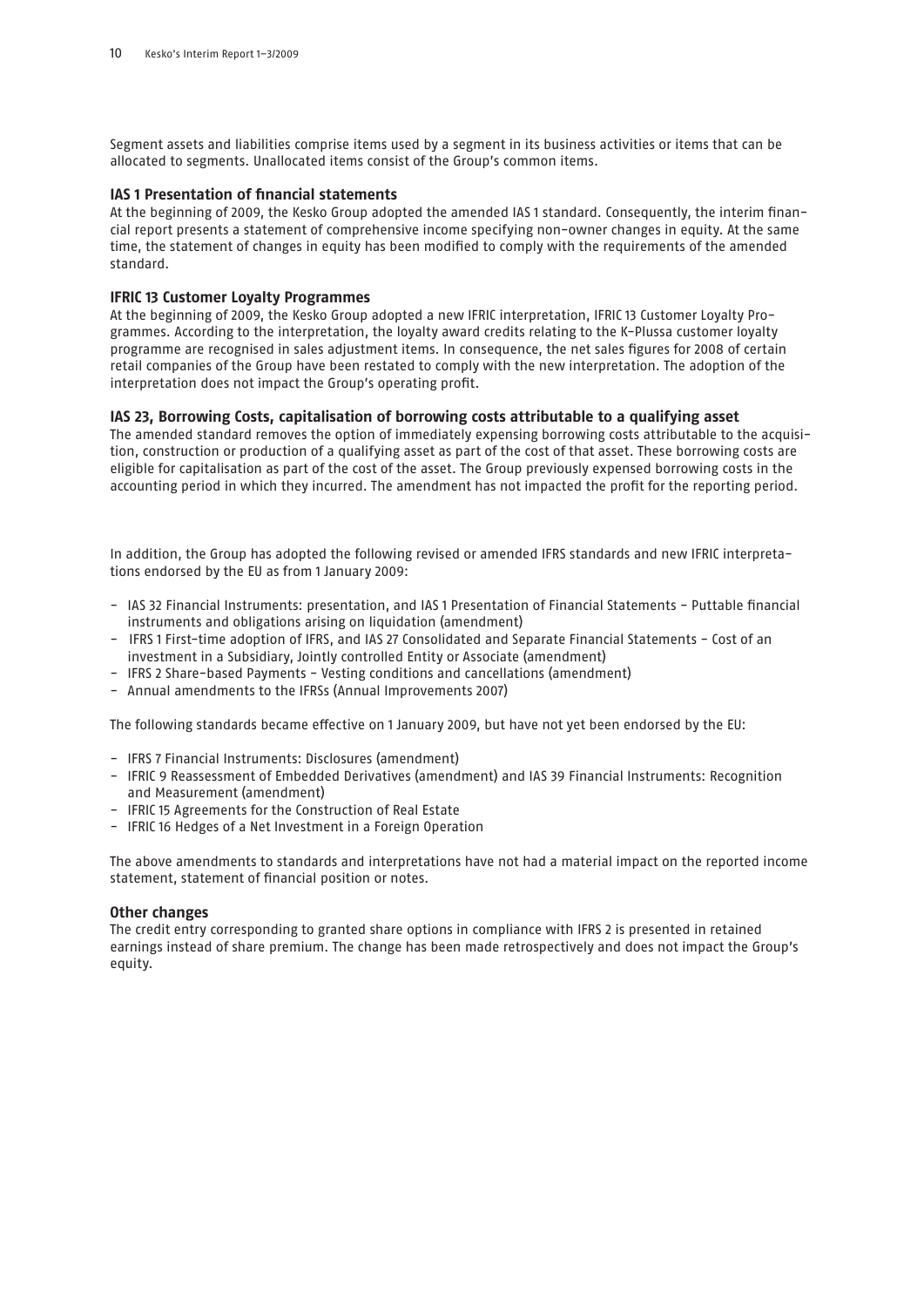Segment assets and liabilities comprise items used by a segment in its business activities or items that can be allocated to segments. Unallocated items consist of the Group's common items.

### IAS 1 Presentation of financial statements

At the beginning of 2009, the Kesko Group adopted the amended IAS 1 standard. Consequently, the interim financial report presents a statement of comprehensive income specifying non-owner changes in equity. At the same time, the statement of changes in equity has been modified to comply with the requirements of the amended standard.

### IFRIC 13 Customer Loyalty Programmes

At the beginning of 2009, the Kesko Group adopted a new IFRIC interpretation, IFRIC 13 Customer Loyalty Programmes. According to the interpretation, the loyalty award credits relating to the K-Plussa customer loyalty programme are recognised in sales adjustment items. In consequence, the net sales figures for 2008 of certain retail companies of the Group have been restated to comply with the new interpretation. The adoption of the interpretation does not impact the Group's operating profit.

### IAS 23, Borrowing Costs, capitalisation of borrowing costs attributable to a qualifying asset

The amended standard removes the option of immediately expensing borrowing costs attributable to the acquisition, construction or production of a qualifying asset as part of the cost of that asset. These borrowing costs are eligible for capitalisation as part of the cost of the asset. The Group previously expensed borrowing costs in the accounting period in which they incurred. The amendment has not impacted the profit for the reporting period.

In addition, the Group has adopted the following revised or amended IFRS standards and new IFRIC interpretations endorsed by the EU as from 1 January 2009:

- IAS 32 Financial Instruments: presentation, and IAS 1 Presentation of Financial Statements - Puttable financial instruments and obligations arising on liquidation (amendment)
- IFRS 1 First-time adoption of IFRS, and IAS 27 Consolidated and Separate Financial Statements - Cost of an investment in a Subsidiary, Jointly controlled Entity or Associate (amendment)
- IFRS 2 Share-based Payments - Vesting conditions and cancellations (amendment)
- Annual amendments to the IFRSs (Annual Improvements 2007)

The following standards became effective on 1 January 2009, but have not yet been endorsed by the EU:

- IFRS 7 Financial Instruments: Disclosures (amendment)
- IFRIC 9 Reassessment of Embedded Derivatives (amendment) and IAS 39 Financial Instruments: Recognition and Measurement (amendment)
- IFRIC 15 Agreements for the Construction of Real Estate
- IFRIC 16 Hedges of a Net Investment in a Foreign Operation

The above amendments to standards and interpretations have not had a material impact on the reported income statement, statement of financial position or notes.

### Other changes

The credit entry corresponding to granted share options in compliance with IFRS 2 is presented in retained earnings instead of share premium. The change has been made retrospectively and does not impact the Group's equity.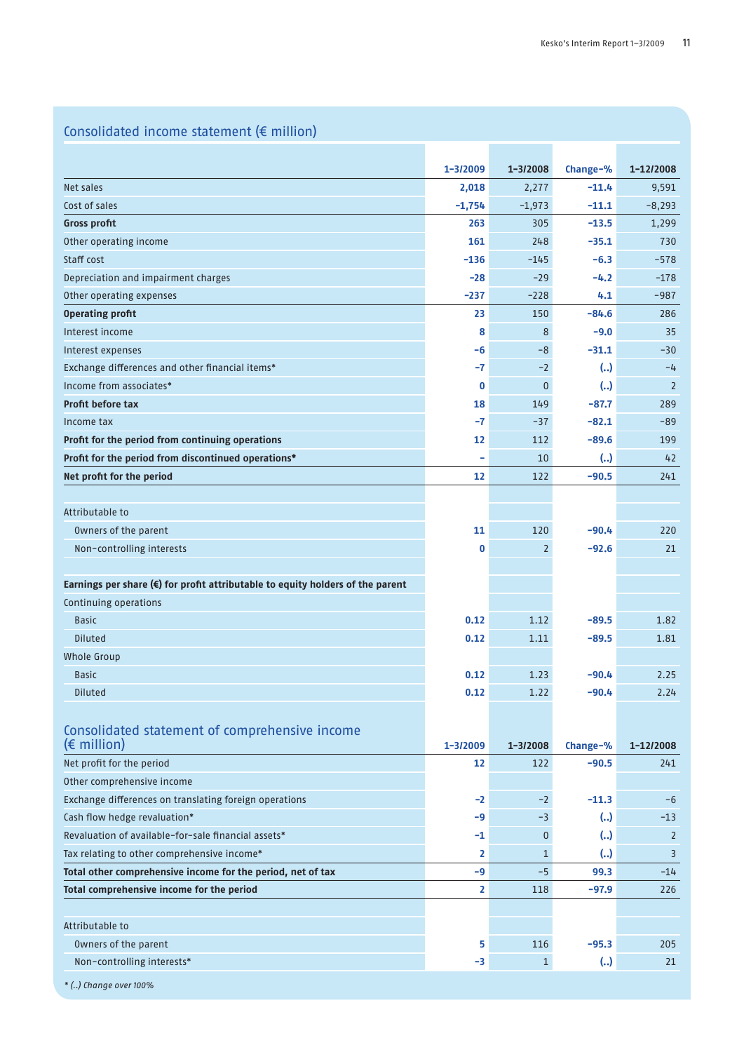## Consolidated income statement (€ million)

| | 1–3/2009 | 1–3/2008 | Change-% | 1–12/2008 |
|---|---|---|---|---|
| Net sales | 2,018 | 2,277 | -11.4 | 9,591 |
| Cost of sales | -1,754 | -1,973 | -11.1 | -8,293 |
| **Gross profit** | 263 | 305 | -13.5 | 1,299 |
| Other operating income | 161 | 248 | -35.1 | 730 |
| Staff cost | -136 | -145 | -6.3 | -578 |
| Depreciation and impairment charges | -28 | -29 | -4.2 | -178 |
| Other operating expenses | -237 | -228 | 4.1 | -987 |
| **Operating profit** | 23 | 150 | -84.6 | 286 |
| Interest income | 8 | 8 | -9.0 | 35 |
| Interest expenses | -6 | -8 | -31.1 | -30 |
| Exchange differences and other financial items* | -7 | -2 | (..) | -4 |
| Income from associates* | 0 | 0 | (..) | 2 |
| **Profit before tax** | 18 | 149 | -87.7 | 289 |
| Income tax | -7 | -37 | -82.1 | -89 |
| **Profit for the period from continuing operations** | 12 | 112 | -89.6 | 199 |
| **Profit for the period from discontinued operations*** | - | 10 | (..) | 42 |
| **Net profit for the period** | 12 | 122 | -90.5 | 241 |
| | | | | |
| Attributable to | | | | |
| Owners of the parent | 11 | 120 | -90.4 | 220 |
| Non-controlling interests | 0 | 2 | -92.6 | 21 |
| | | | | |
| **Earnings per share (€) for profit attributable to equity holders of the parent** | | | | |
| Continuing operations | | | | |
| Basic | 0.12 | 1.12 | -89.5 | 1.82 |
| Diluted | 0.12 | 1.11 | -89.5 | 1.81 |
| Whole Group | | | | |
| Basic | 0.12 | 1.23 | -90.4 | 2.25 |
| Diluted | 0.12 | 1.22 | -90.4 | 2.24 |

## Consolidated statement of comprehensive income (€ million)

| | 1–3/2009 | 1–3/2008 | Change-% | 1–12/2008 |
|---|---|---|---|---|
| Net profit for the period | 12 | 122 | -90.5 | 241 |
| Other comprehensive income | | | | |
| Exchange differences on translating foreign operations | -2 | -2 | -11.3 | -6 |
| Cash flow hedge revaluation* | -9 | -3 | (..) | -13 |
| Revaluation of available-for-sale financial assets* | -1 | 0 | (..) | 2 |
| Tax relating to other comprehensive income* | 2 | 1 | (..) | 3 |
| **Total other comprehensive income for the period, net of tax** | -9 | -5 | 99.3 | -14 |
| **Total comprehensive income for the period** | 2 | 118 | -97.9 | 226 |
| | | | | |
| Attributable to | | | | |
| Owners of the parent | 5 | 116 | -95.3 | 205 |
| Non-controlling interests* | -3 | 1 | (..) | 21 |

*\* (..) Change over 100%*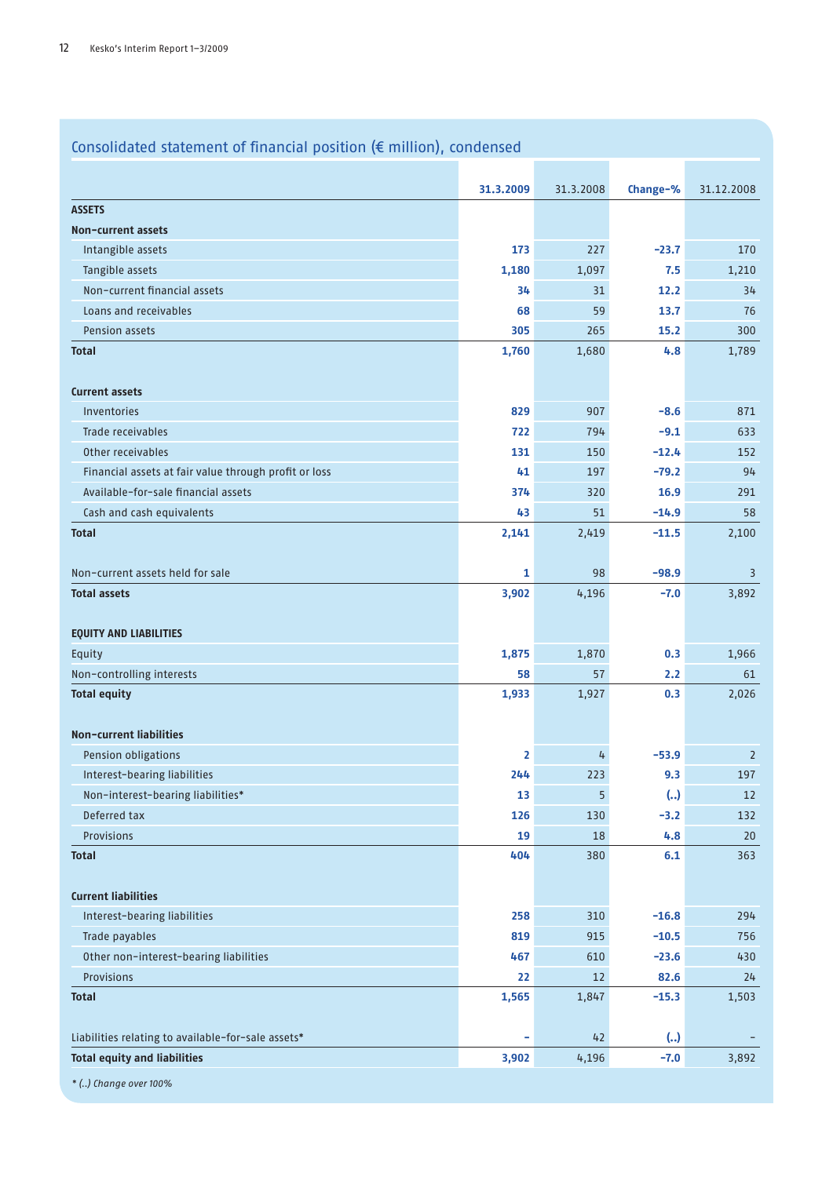## Consolidated statement of financial position (€ million), condensed

| | 31.3.2009 | 31.3.2008 | Change-% | 31.12.2008 |
|---|---|---|---|---|
| **ASSETS** | | | | |
| **Non-current assets** | | | | |
| Intangible assets | 173 | 227 | -23.7 | 170 |
| Tangible assets | 1,180 | 1,097 | 7.5 | 1,210 |
| Non-current financial assets | 34 | 31 | 12.2 | 34 |
| Loans and receivables | 68 | 59 | 13.7 | 76 |
| Pension assets | 305 | 265 | 15.2 | 300 |
| **Total** | 1,760 | 1,680 | 4.8 | 1,789 |
| | | | | |
| **Current assets** | | | | |
| Inventories | 829 | 907 | -8.6 | 871 |
| Trade receivables | 722 | 794 | -9.1 | 633 |
| Other receivables | 131 | 150 | -12.4 | 152 |
| Financial assets at fair value through profit or loss | 41 | 197 | -79.2 | 94 |
| Available-for-sale financial assets | 374 | 320 | 16.9 | 291 |
| Cash and cash equivalents | 43 | 51 | -14.9 | 58 |
| **Total** | 2,141 | 2,419 | -11.5 | 2,100 |
| | | | | |
| Non-current assets held for sale | 1 | 98 | -98.9 | 3 |
| **Total assets** | 3,902 | 4,196 | -7.0 | 3,892 |
| | | | | |
| **EQUITY AND LIABILITIES** | | | | |
| Equity | 1,875 | 1,870 | 0.3 | 1,966 |
| Non-controlling interests | 58 | 57 | 2.2 | 61 |
| **Total equity** | 1,933 | 1,927 | 0.3 | 2,026 |
| | | | | |
| **Non-current liabilities** | | | | |
| Pension obligations | 2 | 4 | -53.9 | 2 |
| Interest-bearing liabilities | 244 | 223 | 9.3 | 197 |
| Non-interest-bearing liabilities* | 13 | 5 | (..) | 12 |
| Deferred tax | 126 | 130 | -3.2 | 132 |
| Provisions | 19 | 18 | 4.8 | 20 |
| **Total** | 404 | 380 | 6.1 | 363 |
| | | | | |
| **Current liabilities** | | | | |
| Interest-bearing liabilities | 258 | 310 | -16.8 | 294 |
| Trade payables | 819 | 915 | -10.5 | 756 |
| Other non-interest-bearing liabilities | 467 | 610 | -23.6 | 430 |
| Provisions | 22 | 12 | 82.6 | 24 |
| **Total** | 1,565 | 1,847 | -15.3 | 1,503 |
| | | | | |
| Liabilities relating to available-for-sale assets* | - | 42 | (..) | - |
| **Total equity and liabilities** | 3,902 | 4,196 | -7.0 | 3,892 |

*\* (..) Change over 100%*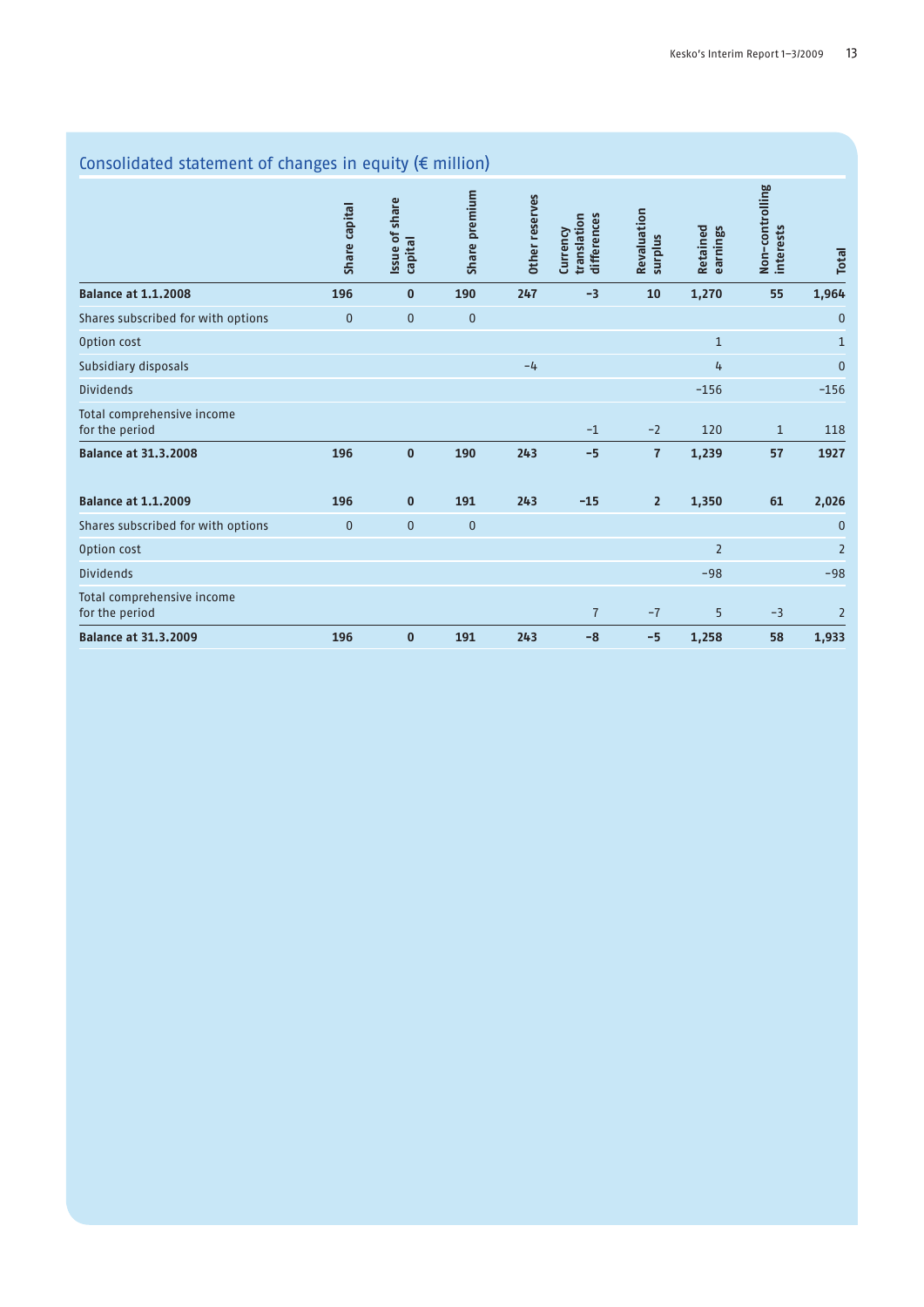## Consolidated statement of changes in equity (€ million)

| | Share capital | Issue of share capital | Share premium | Other reserves | Currency translation differences | Revaluation surplus | Retained earnings | Non-controlling interests | Total |
|---|---|---|---|---|---|---|---|---|---|
| **Balance at 1.1.2008** | **196** | **0** | **190** | **247** | **-3** | **10** | **1,270** | **55** | **1,964** |
| Shares subscribed for with options | 0 | 0 | 0 | | | | | | 0 |
| Option cost | | | | | | | 1 | | 1 |
| Subsidiary disposals | | | | -4 | | | 4 | | 0 |
| Dividends | | | | | | | -156 | | -156 |
| Total comprehensive income for the period | | | | | -1 | -2 | 120 | 1 | 118 |
| **Balance at 31.3.2008** | **196** | **0** | **190** | **243** | **-5** | **7** | **1,239** | **57** | **1927** |
| | | | | | | | | | |
| **Balance at 1.1.2009** | **196** | **0** | **191** | **243** | **-15** | **2** | **1,350** | **61** | **2,026** |
| Shares subscribed for with options | 0 | 0 | 0 | | | | | | 0 |
| Option cost | | | | | | | 2 | | 2 |
| Dividends | | | | | | | -98 | | -98 |
| Total comprehensive income for the period | | | | | 7 | -7 | 5 | -3 | 2 |
| **Balance at 31.3.2009** | **196** | **0** | **191** | **243** | **-8** | **-5** | **1,258** | **58** | **1,933** |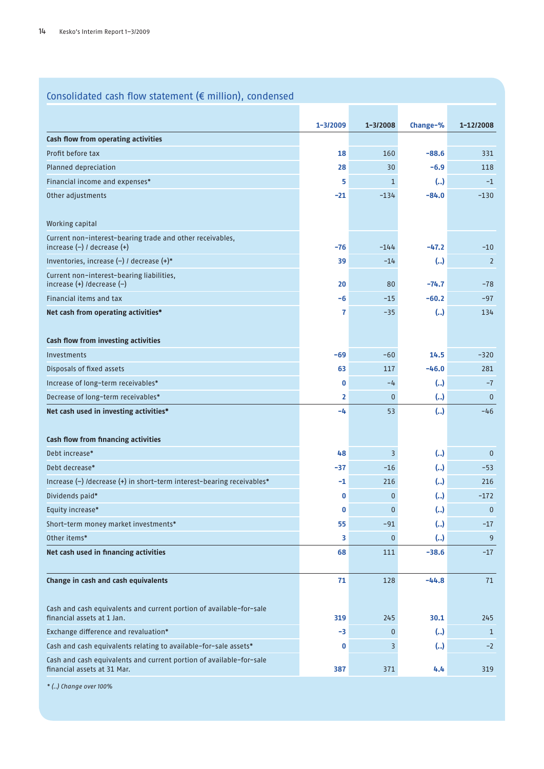## Consolidated cash flow statement (€ million), condensed

| | 1-3/2009 | 1-3/2008 | Change-% | 1-12/2008 |
|---|---|---|---|---|
| **Cash flow from operating activities** | | | | |
| Profit before tax | 18 | 160 | -88.6 | 331 |
| Planned depreciation | 28 | 30 | -6.9 | 118 |
| Financial income and expenses* | 5 | 1 | (..) | -1 |
| Other adjustments | -21 | -134 | -84.0 | -130 |
| | | | | |
| Working capital | | | | |
| Current non-interest-bearing trade and other receivables, increase (-) / decrease (+) | -76 | -144 | -47.2 | -10 |
| Inventories, increase (-) / decrease (+)* | 39 | -14 | (..) | 2 |
| Current non-interest-bearing liabilities, increase (+) /decrease (-) | 20 | 80 | -74.7 | -78 |
| Financial items and tax | -6 | -15 | -60.2 | -97 |
| **Net cash from operating activities*** | 7 | -35 | (..) | 134 |
| | | | | |
| **Cash flow from investing activities** | | | | |
| Investments | -69 | -60 | 14.5 | -320 |
| Disposals of fixed assets | 63 | 117 | -46.0 | 281 |
| Increase of long-term receivables* | 0 | -4 | (..) | -7 |
| Decrease of long-term receivables* | 2 | 0 | (..) | 0 |
| **Net cash used in investing activities*** | -4 | 53 | (..) | -46 |
| | | | | |
| **Cash flow from financing activities** | | | | |
| Debt increase* | 48 | 3 | (..) | 0 |
| Debt decrease* | -37 | -16 | (..) | -53 |
| Increase (-) /decrease (+) in short-term interest-bearing receivables* | -1 | 216 | (..) | 216 |
| Dividends paid* | 0 | 0 | (..) | -172 |
| Equity increase* | 0 | 0 | (..) | 0 |
| Short-term money market investments* | 55 | -91 | (..) | -17 |
| Other items* | 3 | 0 | (..) | 9 |
| **Net cash used in financing activities** | 68 | 111 | -38.6 | -17 |
| | | | | |
| **Change in cash and cash equivalents** | 71 | 128 | -44.8 | 71 |
| | | | | |
| Cash and cash equivalents and current portion of available-for-sale financial assets at 1 Jan. | 319 | 245 | 30.1 | 245 |
| Exchange difference and revaluation* | -3 | 0 | (..) | 1 |
| Cash and cash equivalents relating to available-for-sale assets* | 0 | 3 | (..) | -2 |
| Cash and cash equivalents and current portion of available-for-sale financial assets at 31 Mar. | 387 | 371 | 4.4 | 319 |

*\* (..) Change over 100%*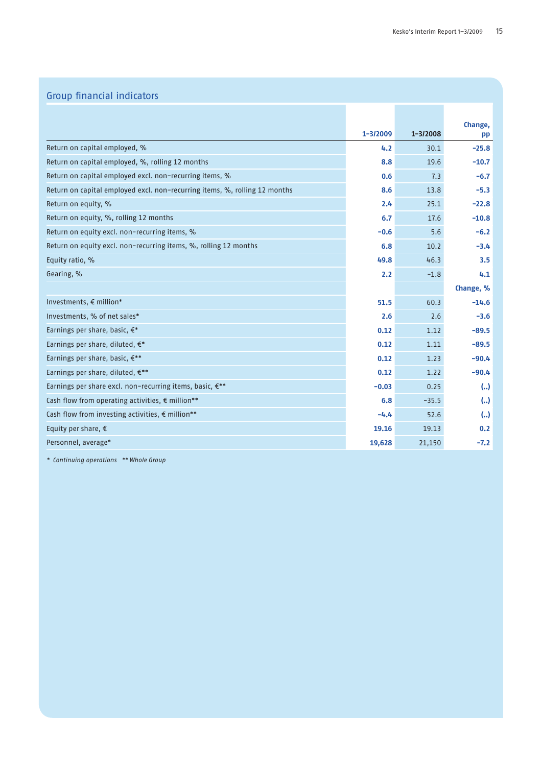## Group financial indicators

| | 1–3/2009 | 1–3/2008 | Change, pp |
|---|---|---|---|
| Return on capital employed, % | **4.2** | 30.1 | **-25.8** |
| Return on capital employed, %, rolling 12 months | **8.8** | 19.6 | **-10.7** |
| Return on capital employed excl. non-recurring items, % | **0.6** | 7.3 | **-6.7** |
| Return on capital employed excl. non-recurring items, %, rolling 12 months | **8.6** | 13.8 | **-5.3** |
| Return on equity, % | **2.4** | 25.1 | **-22.8** |
| Return on equity, %, rolling 12 months | **6.7** | 17.6 | **-10.8** |
| Return on equity excl. non-recurring items, % | **-0.6** | 5.6 | **-6.2** |
| Return on equity excl. non-recurring items, %, rolling 12 months | **6.8** | 10.2 | **-3.4** |
| Equity ratio, % | **49.8** | 46.3 | **3.5** |
| Gearing, % | **2.2** | -1.8 | **4.1** |
| | | | **Change, %** |
| Investments, € million* | **51.5** | 60.3 | **-14.6** |
| Investments, % of net sales* | **2.6** | 2.6 | **-3.6** |
| Earnings per share, basic, €* | **0.12** | 1.12 | **-89.5** |
| Earnings per share, diluted, €* | **0.12** | 1.11 | **-89.5** |
| Earnings per share, basic, €** | **0.12** | 1.23 | **-90.4** |
| Earnings per share, diluted, €** | **0.12** | 1.22 | **-90.4** |
| Earnings per share excl. non-recurring items, basic, €** | **-0.03** | 0.25 | **(..)** |
| Cash flow from operating activities, € million** | **6.8** | -35.5 | **(..)** |
| Cash flow from investing activities, € million** | **-4.4** | 52.6 | **(..)** |
| Equity per share, € | **19.16** | 19.13 | **0.2** |
| Personnel, average* | **19,628** | 21,150 | **-7.2** |

*\* Continuing operations \*\* Whole Group*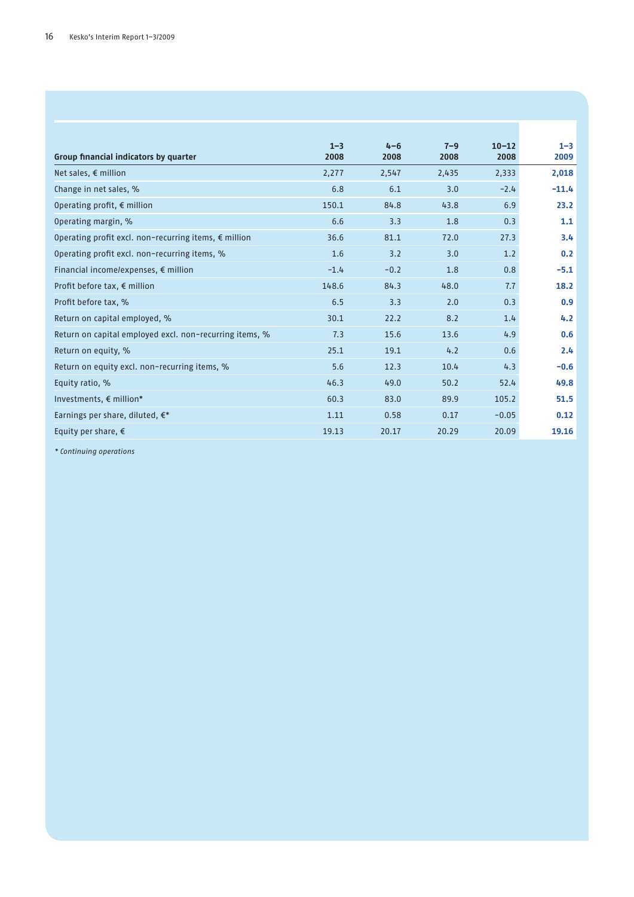| Group financial indicators by quarter | 1–3 2008 | 4–6 2008 | 7–9 2008 | 10–12 2008 | 1–3 2009 |
|---|---|---|---|---|---|
| Net sales, € million | 2,277 | 2,547 | 2,435 | 2,333 | **2,018** |
| Change in net sales, % | 6.8 | 6.1 | 3.0 | -2.4 | **-11.4** |
| Operating profit, € million | 150.1 | 84.8 | 43.8 | 6.9 | **23.2** |
| Operating margin, % | 6.6 | 3.3 | 1.8 | 0.3 | **1.1** |
| Operating profit excl. non-recurring items, € million | 36.6 | 81.1 | 72.0 | 27.3 | **3.4** |
| Operating profit excl. non-recurring items, % | 1.6 | 3.2 | 3.0 | 1.2 | **0.2** |
| Financial income/expenses, € million | -1.4 | -0.2 | 1.8 | 0.8 | **-5.1** |
| Profit before tax, € million | 148.6 | 84.3 | 48.0 | 7.7 | **18.2** |
| Profit before tax, % | 6.5 | 3.3 | 2.0 | 0.3 | **0.9** |
| Return on capital employed, % | 30.1 | 22.2 | 8.2 | 1.4 | **4.2** |
| Return on capital employed excl. non-recurring items, % | 7.3 | 15.6 | 13.6 | 4.9 | **0.6** |
| Return on equity, % | 25.1 | 19.1 | 4.2 | 0.6 | **2.4** |
| Return on equity excl. non-recurring items, % | 5.6 | 12.3 | 10.4 | 4.3 | **-0.6** |
| Equity ratio, % | 46.3 | 49.0 | 50.2 | 52.4 | **49.8** |
| Investments, € million* | 60.3 | 83.0 | 89.9 | 105.2 | **51.5** |
| Earnings per share, diluted, €* | 1.11 | 0.58 | 0.17 | -0.05 | **0.12** |
| Equity per share, € | 19.13 | 20.17 | 20.29 | 20.09 | **19.16** |

*\* Continuing operations*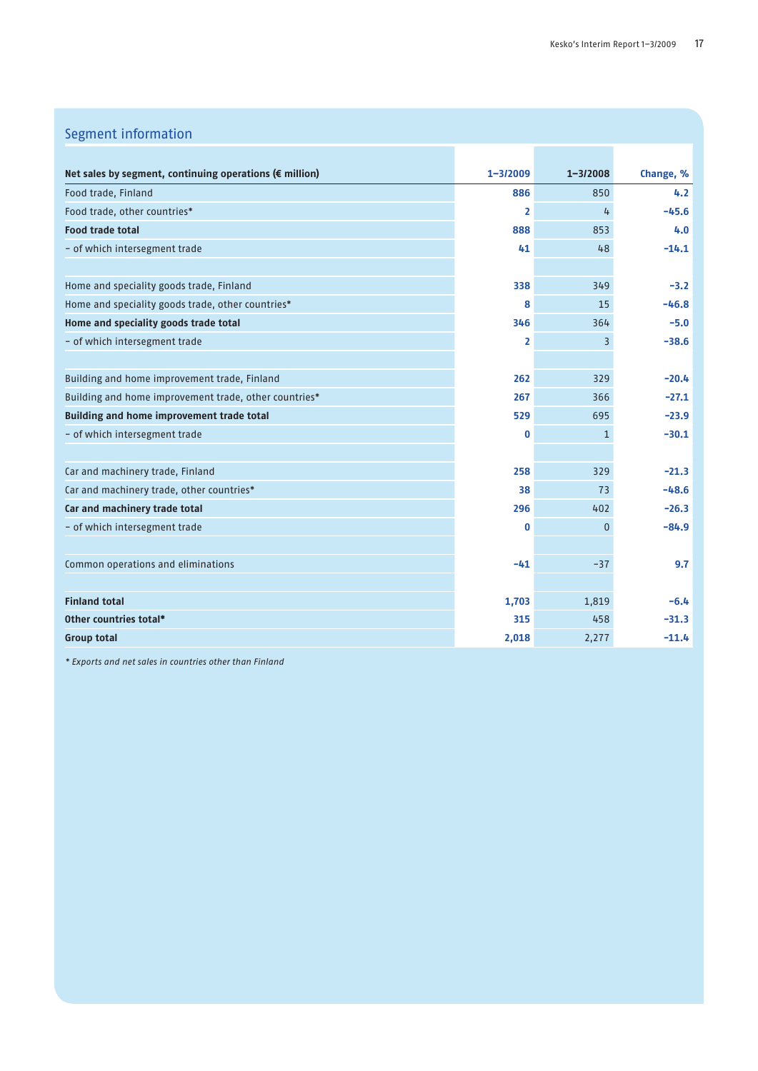## Segment information

| Net sales by segment, continuing operations (€ million) | 1–3/2009 | 1–3/2008 | Change, % |
|---|---|---|---|
| Food trade, Finland | 886 | 850 | 4.2 |
| Food trade, other countries* | 2 | 4 | -45.6 |
| **Food trade total** | 888 | 853 | 4.0 |
| - of which intersegment trade | 41 | 48 | -14.1 |
| | | | |
| Home and speciality goods trade, Finland | 338 | 349 | -3.2 |
| Home and speciality goods trade, other countries* | 8 | 15 | -46.8 |
| **Home and speciality goods trade total** | 346 | 364 | -5.0 |
| - of which intersegment trade | 2 | 3 | -38.6 |
| | | | |
| Building and home improvement trade, Finland | 262 | 329 | -20.4 |
| Building and home improvement trade, other countries* | 267 | 366 | -27.1 |
| **Building and home improvement trade total** | 529 | 695 | -23.9 |
| - of which intersegment trade | 0 | 1 | -30.1 |
| | | | |
| Car and machinery trade, Finland | 258 | 329 | -21.3 |
| Car and machinery trade, other countries* | 38 | 73 | -48.6 |
| **Car and machinery trade total** | 296 | 402 | -26.3 |
| - of which intersegment trade | 0 | 0 | -84.9 |
| | | | |
| Common operations and eliminations | -41 | -37 | 9.7 |
| | | | |
| **Finland total** | 1,703 | 1,819 | -6.4 |
| **Other countries total*** | 315 | 458 | -31.3 |
| **Group total** | 2,018 | 2,277 | -11.4 |

*\* Exports and net sales in countries other than Finland*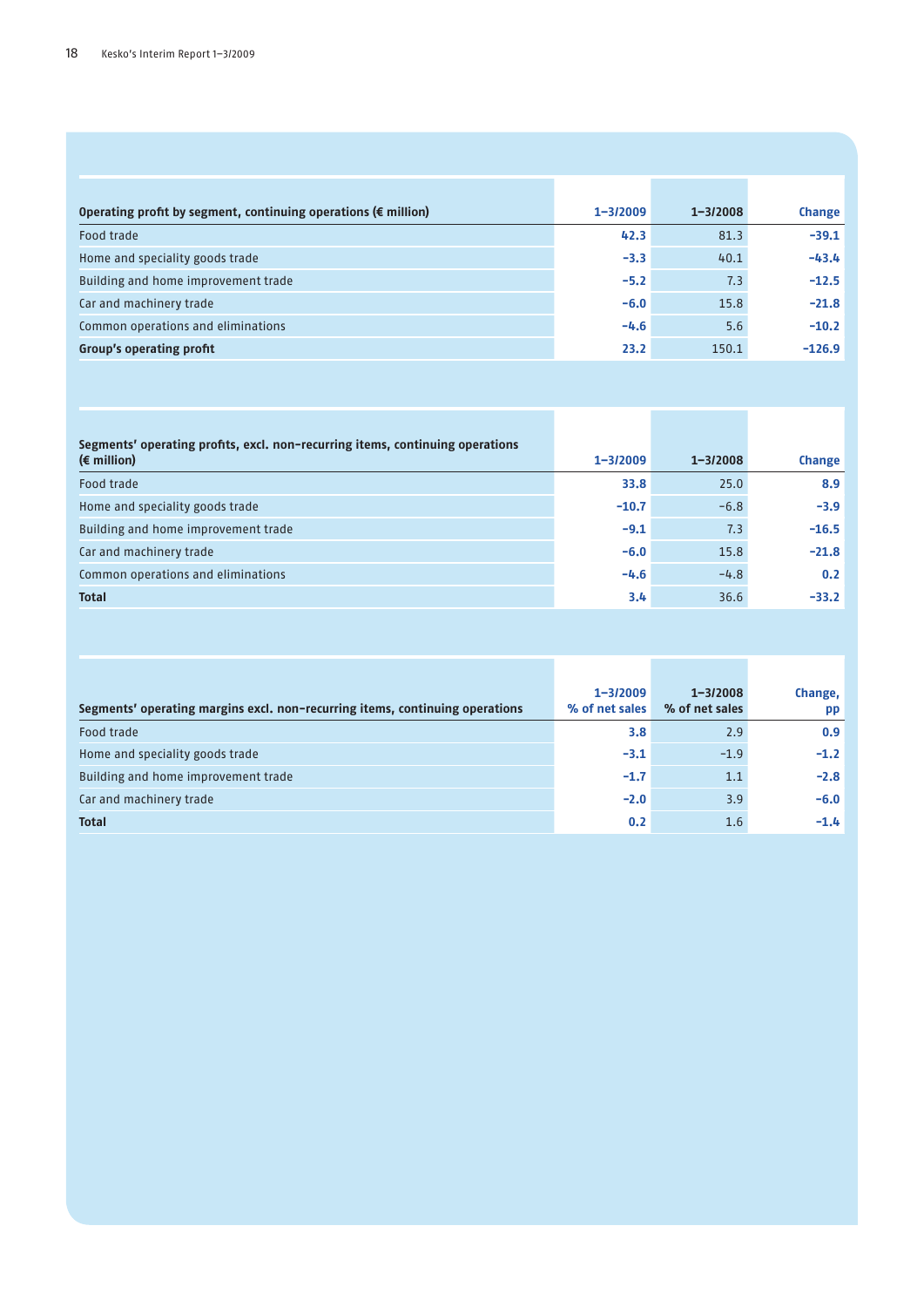| Operating profit by segment, continuing operations (€ million) | 1–3/2009 | 1–3/2008 | Change |
|---|---|---|---|
| Food trade | 42.3 | 81.3 | -39.1 |
| Home and speciality goods trade | -3.3 | 40.1 | -43.4 |
| Building and home improvement trade | -5.2 | 7.3 | -12.5 |
| Car and machinery trade | -6.0 | 15.8 | -21.8 |
| Common operations and eliminations | -4.6 | 5.6 | -10.2 |
| **Group's operating profit** | 23.2 | 150.1 | -126.9 |

| Segments' operating profits, excl. non-recurring items, continuing operations (€ million) | 1–3/2009 | 1–3/2008 | Change |
|---|---|---|---|
| Food trade | 33.8 | 25.0 | 8.9 |
| Home and speciality goods trade | -10.7 | -6.8 | -3.9 |
| Building and home improvement trade | -9.1 | 7.3 | -16.5 |
| Car and machinery trade | -6.0 | 15.8 | -21.8 |
| Common operations and eliminations | -4.6 | -4.8 | 0.2 |
| **Total** | 3.4 | 36.6 | -33.2 |

| Segments' operating margins excl. non-recurring items, continuing operations | 1–3/2009 % of net sales | 1–3/2008 % of net sales | Change, pp |
|---|---|---|---|
| Food trade | 3.8 | 2.9 | 0.9 |
| Home and speciality goods trade | -3.1 | -1.9 | -1.2 |
| Building and home improvement trade | -1.7 | 1.1 | -2.8 |
| Car and machinery trade | -2.0 | 3.9 | -6.0 |
| **Total** | 0.2 | 1.6 | -1.4 |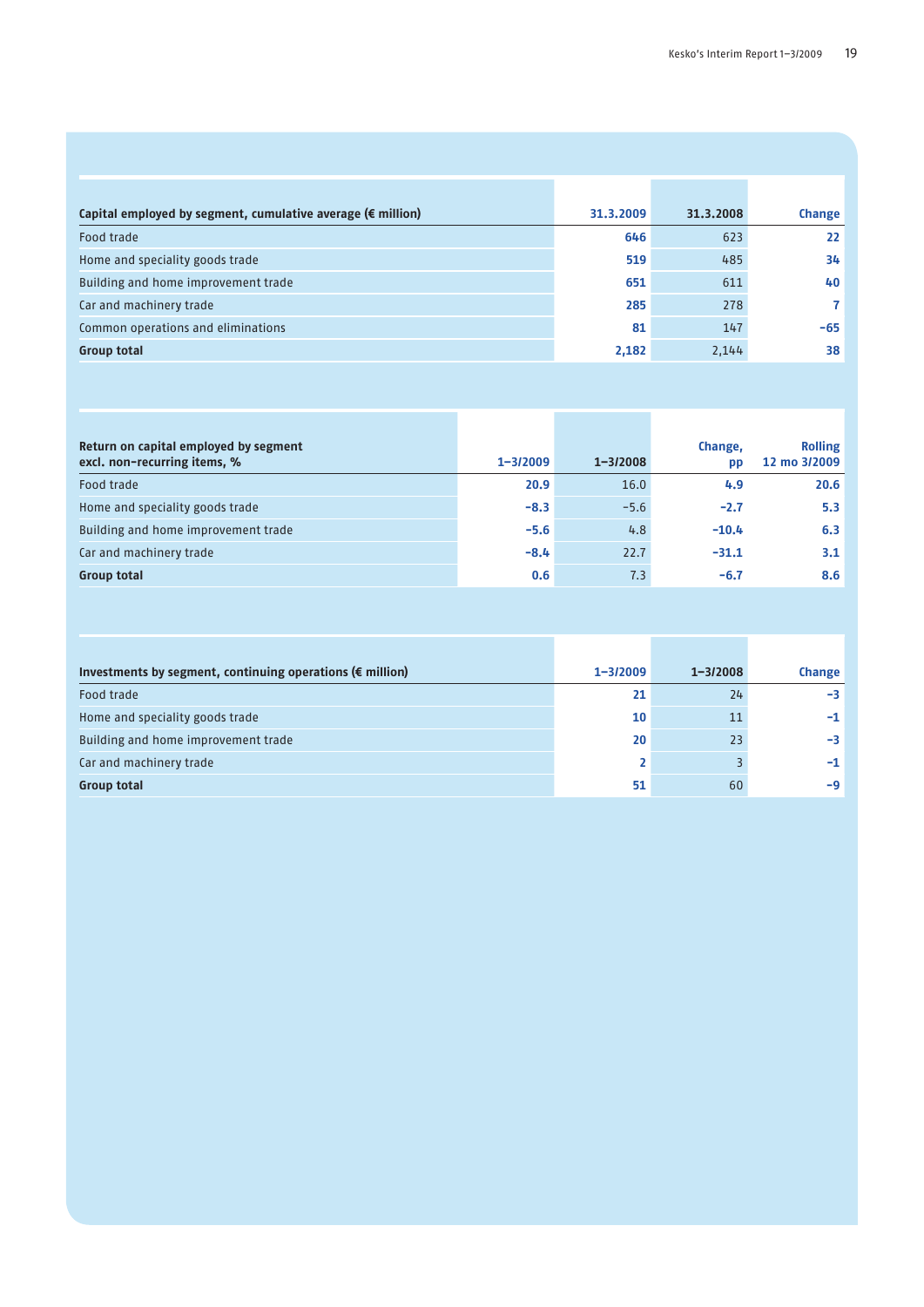| Capital employed by segment, cumulative average (€ million) | 31.3.2009 | 31.3.2008 | Change |
|---|---|---|---|
| Food trade | 646 | 623 | 22 |
| Home and speciality goods trade | 519 | 485 | 34 |
| Building and home improvement trade | 651 | 611 | 40 |
| Car and machinery trade | 285 | 278 | 7 |
| Common operations and eliminations | 81 | 147 | -65 |
| **Group total** | 2,182 | 2,144 | 38 |

| Return on capital employed by segment excl. non-recurring items, % | 1–3/2009 | 1–3/2008 | Change, pp | Rolling 12 mo 3/2009 |
|---|---|---|---|---|
| Food trade | 20.9 | 16.0 | 4.9 | 20.6 |
| Home and speciality goods trade | -8.3 | -5.6 | -2.7 | 5.3 |
| Building and home improvement trade | -5.6 | 4.8 | -10.4 | 6.3 |
| Car and machinery trade | -8.4 | 22.7 | -31.1 | 3.1 |
| **Group total** | 0.6 | 7.3 | -6.7 | 8.6 |

| Investments by segment, continuing operations (€ million) | 1–3/2009 | 1–3/2008 | Change |
|---|---|---|---|
| Food trade | 21 | 24 | -3 |
| Home and speciality goods trade | 10 | 11 | -1 |
| Building and home improvement trade | 20 | 23 | -3 |
| Car and machinery trade | 2 | 3 | -1 |
| **Group total** | 51 | 60 | -9 |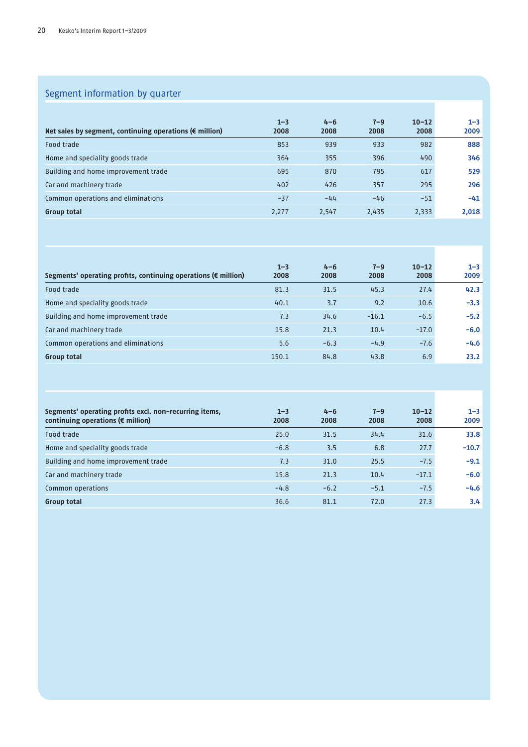## Segment information by quarter

| Net sales by segment, continuing operations (€ million) | 1–3 2008 | 4–6 2008 | 7–9 2008 | 10–12 2008 | 1–3 2009 |
|---|---|---|---|---|---|
| Food trade | 853 | 939 | 933 | 982 | **888** |
| Home and speciality goods trade | 364 | 355 | 396 | 490 | **346** |
| Building and home improvement trade | 695 | 870 | 795 | 617 | **529** |
| Car and machinery trade | 402 | 426 | 357 | 295 | **296** |
| Common operations and eliminations | -37 | -44 | -46 | -51 | **-41** |
| **Group total** | 2,277 | 2,547 | 2,435 | 2,333 | **2,018** |

| Segments' operating profits, continuing operations (€ million) | 1–3 2008 | 4–6 2008 | 7–9 2008 | 10–12 2008 | 1–3 2009 |
|---|---|---|---|---|---|
| Food trade | 81.3 | 31.5 | 45.3 | 27.4 | **42.3** |
| Home and speciality goods trade | 40.1 | 3.7 | 9.2 | 10.6 | **-3.3** |
| Building and home improvement trade | 7.3 | 34.6 | -16.1 | -6.5 | **-5.2** |
| Car and machinery trade | 15.8 | 21.3 | 10.4 | -17.0 | **-6.0** |
| Common operations and eliminations | 5.6 | -6.3 | -4.9 | -7.6 | **-4.6** |
| **Group total** | 150.1 | 84.8 | 43.8 | 6.9 | **23.2** |

| Segments' operating profits excl. non-recurring items, continuing operations (€ million) | 1–3 2008 | 4–6 2008 | 7–9 2008 | 10–12 2008 | 1–3 2009 |
|---|---|---|---|---|---|
| Food trade | 25.0 | 31.5 | 34.4 | 31.6 | **33.8** |
| Home and speciality goods trade | -6.8 | 3.5 | 6.8 | 27.7 | **-10.7** |
| Building and home improvement trade | 7.3 | 31.0 | 25.5 | -7.5 | **-9.1** |
| Car and machinery trade | 15.8 | 21.3 | 10.4 | -17.1 | **-6.0** |
| Common operations | -4.8 | -6.2 | -5.1 | -7.5 | **-4.6** |
| **Group total** | 36.6 | 81.1 | 72.0 | 27.3 | **3.4** |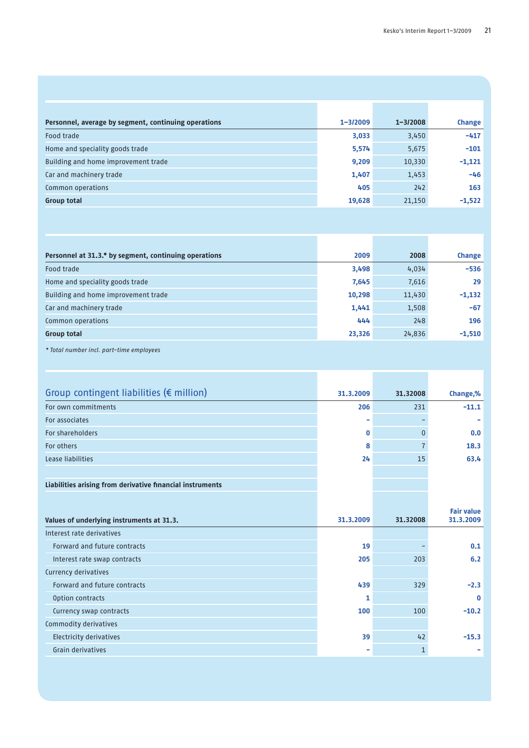| Personnel, average by segment, continuing operations | 1–3/2009 | 1–3/2008 | Change |
|---|---|---|---|
| Food trade | 3,033 | 3,450 | -417 |
| Home and speciality goods trade | 5,574 | 5,675 | -101 |
| Building and home improvement trade | 9,209 | 10,330 | -1,121 |
| Car and machinery trade | 1,407 | 1,453 | -46 |
| Common operations | 405 | 242 | 163 |
| **Group total** | 19,628 | 21,150 | -1,522 |

| Personnel at 31.3.* by segment, continuing operations | 2009 | 2008 | Change |
|---|---|---|---|
| Food trade | 3,498 | 4,034 | -536 |
| Home and speciality goods trade | 7,645 | 7,616 | 29 |
| Building and home improvement trade | 10,298 | 11,430 | -1,132 |
| Car and machinery trade | 1,441 | 1,508 | -67 |
| Common operations | 444 | 248 | 196 |
| **Group total** | 23,326 | 24,836 | -1,510 |

*\* Total number incl. part-time employees*

## Group contingent liabilities (€ million)

| | 31.3.2009 | 31.32008 | Change,% |
|---|---|---|---|
| For own commitments | 206 | 231 | -11.1 |
| For associates | - | - | - |
| For shareholders | 0 | 0 | 0.0 |
| For others | 8 | 7 | 18.3 |
| Lease liabilities | 24 | 15 | 63.4 |

**Liabilities arising from derivative financial instruments**

| Values of underlying instruments at 31.3. | 31.3.2009 | 31.32008 | Fair value 31.3.2009 |
|---|---|---|---|
| Interest rate derivatives | | | |
| Forward and future contracts | 19 | - | 0.1 |
| Interest rate swap contracts | 205 | 203 | 6.2 |
| Currency derivatives | | | |
| Forward and future contracts | 439 | 329 | -2.3 |
| Option contracts | 1 | | 0 |
| Currency swap contracts | 100 | 100 | -10.2 |
| Commodity derivatives | | | |
| Electricity derivatives | 39 | 42 | -15.3 |
| Grain derivatives | - | 1 | - |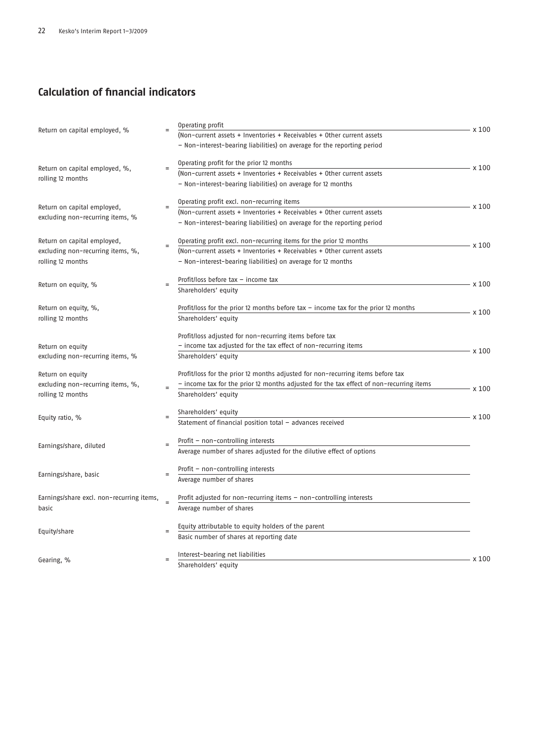## Calculation of financial indicators

| Indicator | | Formula |
|---|---|---|
| Return on capital employed, % | = | Operating profit / (Non-current assets + Inventories + Receivables + Other current assets − Non-interest-bearing liabilities) on average for the reporting period x 100 |
| Return on capital employed, %, rolling 12 months | = | Operating profit for the prior 12 months / (Non-current assets + Inventories + Receivables + Other current assets − Non-interest-bearing liabilities) on average for 12 months x 100 |
| Return on capital employed, excluding non-recurring items, % | = | Operating profit excl. non-recurring items / (Non-current assets + Inventories + Receivables + Other current assets − Non-interest-bearing liabilities) on average for the reporting period x 100 |
| Return on capital employed, excluding non-recurring items, %, rolling 12 months | = | Operating profit excl. non-recurring items for the prior 12 months / (Non-current assets + Inventories + Receivables + Other current assets − Non-interest-bearing liabilities) on average for 12 months x 100 |
| Return on equity, % | = | Profit/loss before tax − income tax / Shareholders' equity x 100 |
| Return on equity, %, rolling 12 months | | Profit/loss for the prior 12 months before tax − income tax for the prior 12 months / Shareholders' equity x 100 |
| Return on equity excluding non-recurring items, % | | Profit/loss adjusted for non-recurring items before tax − income tax adjusted for the tax effect of non-recurring items / Shareholders' equity x 100 |
| Return on equity excluding non-recurring items, %, rolling 12 months | = | Profit/loss for the prior 12 months adjusted for non-recurring items before tax − income tax for the prior 12 months adjusted for the tax effect of non-recurring items / Shareholders' equity x 100 |
| Equity ratio, % | = | Shareholders' equity / Statement of financial position total − advances received x 100 |
| Earnings/share, diluted | = | Profit − non-controlling interests / Average number of shares adjusted for the dilutive effect of options |
| Earnings/share, basic | = | Profit − non-controlling interests / Average number of shares |
| Earnings/share excl. non-recurring items, basic | = | Profit adjusted for non-recurring items − non-controlling interests / Average number of shares |
| Equity/share | = | Equity attributable to equity holders of the parent / Basic number of shares at reporting date |
| Gearing, % | = | Interest-bearing net liabilities / Shareholders' equity x 100 |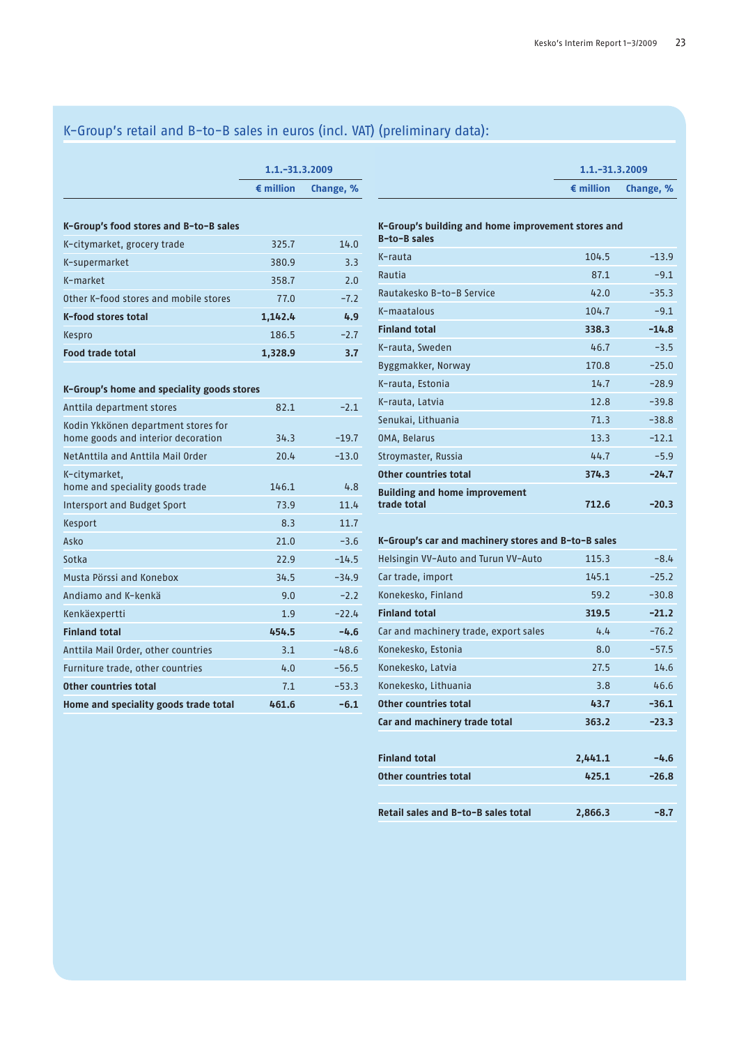## K-Group's retail and B-to-B sales in euros (incl. VAT) (preliminary data):

| | 1.1.–31.3.2009 | |
|---|---|---|
| | € million | Change, % |
| **K-Group's food stores and B-to-B sales** | | |
| K-citymarket, grocery trade | 325.7 | 14.0 |
| K-supermarket | 380.9 | 3.3 |
| K-market | 358.7 | 2.0 |
| Other K-food stores and mobile stores | 77.0 | -7.2 |
| **K-food stores total** | **1,142.4** | **4.9** |
| Kespro | 186.5 | -2.7 |
| **Food trade total** | **1,328.9** | **3.7** |
| **K-Group's home and speciality goods stores** | | |
| Anttila department stores | 82.1 | -2.1 |
| Kodin Ykkönen department stores for home goods and interior decoration | 34.3 | -19.7 |
| NetAnttila and Anttila Mail Order | 20.4 | -13.0 |
| K-citymarket, home and speciality goods trade | 146.1 | 4.8 |
| Intersport and Budget Sport | 73.9 | 11.4 |
| Kesport | 8.3 | 11.7 |
| Asko | 21.0 | -3.6 |
| Sotka | 22.9 | -14.5 |
| Musta Pörssi and Konebox | 34.5 | -34.9 |
| Andiamo and K-kenkä | 9.0 | -2.2 |
| Kenkäexpertti | 1.9 | -22.4 |
| **Finland total** | **454.5** | **-4.6** |
| Anttila Mail Order, other countries | 3.1 | -48.6 |
| Furniture trade, other countries | 4.0 | -56.5 |
| **Other countries total** | 7.1 | -53.3 |
| **Home and speciality goods trade total** | **461.6** | **-6.1** |

| | 1.1.–31.3.2009 | |
|---|---|---|
| | € million | Change, % |
| **K-Group's building and home improvement stores and B-to-B sales** | | |
| K-rauta | 104.5 | -13.9 |
| Rautia | 87.1 | -9.1 |
| Rautakesko B-to-B Service | 42.0 | -35.3 |
| K-maatalous | 104.7 | -9.1 |
| **Finland total** | **338.3** | **-14.8** |
| K-rauta, Sweden | 46.7 | -3.5 |
| Byggmakker, Norway | 170.8 | -25.0 |
| K-rauta, Estonia | 14.7 | -28.9 |
| K-rauta, Latvia | 12.8 | -39.8 |
| Senukai, Lithuania | 71.3 | -38.8 |
| OMA, Belarus | 13.3 | -12.1 |
| Stroymaster, Russia | 44.7 | -5.9 |
| **Other countries total** | **374.3** | **-24.7** |
| **Building and home improvement trade total** | **712.6** | **-20.3** |
| **K-Group's car and machinery stores and B-to-B sales** | | |
| Helsingin VV-Auto and Turun VV-Auto | 115.3 | -8.4 |
| Car trade, import | 145.1 | -25.2 |
| Konekesko, Finland | 59.2 | -30.8 |
| **Finland total** | **319.5** | **-21.2** |
| Car and machinery trade, export sales | 4.4 | -76.2 |
| Konekesko, Estonia | 8.0 | -57.5 |
| Konekesko, Latvia | 27.5 | 14.6 |
| Konekesko, Lithuania | 3.8 | 46.6 |
| **Other countries total** | **43.7** | **-36.1** |
| **Car and machinery trade total** | **363.2** | **-23.3** |
| **Finland total** | **2,441.1** | **-4.6** |
| **Other countries total** | **425.1** | **-26.8** |
| **Retail sales and B-to-B sales total** | **2,866.3** | **-8.7** |